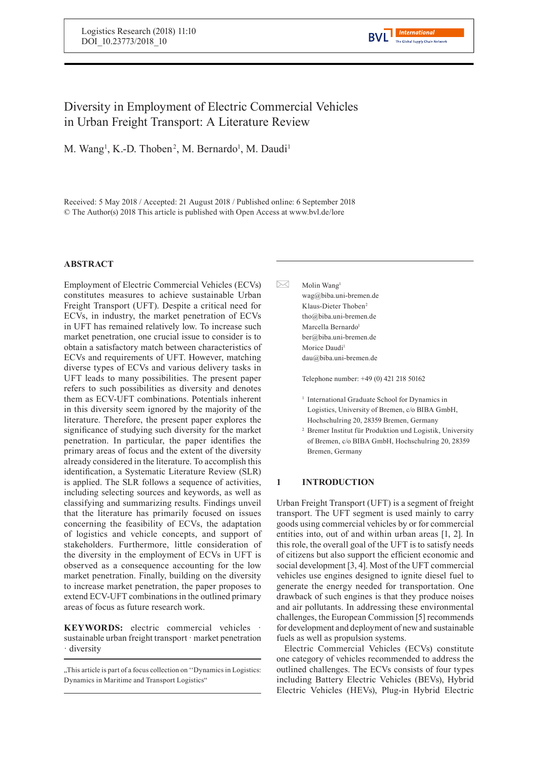# Diversity in Employment of Electric Commercial Vehicles in Urban Freight Transport: A Literature Review

M. Wang[1], K.-D. Thoben[2], M. Bernardo[1], M. Daudi[1]

Received: 5 May 2018 / Accepted: 21 August 2018 / Published online: 6 September 2018
© The Author(s) 2018 This article is published with Open Access at www.bvl.de/lore

## ABSTRACT

Employment of Electric Commercial Vehicles (ECVs) constitutes measures to achieve sustainable Urban Freight Transport (UFT). Despite a critical need for ECVs, in industry, the market penetration of ECVs in UFT has remained relatively low. To increase such market penetration, one crucial issue to consider is to obtain a satisfactory match between characteristics of ECVs and requirements of UFT. However, matching diverse types of ECVs and various delivery tasks in UFT leads to many possibilities. The present paper refers to such possibilities as diversity and denotes them as ECV-UFT combinations. Potentials inherent in this diversity seem ignored by the majority of the literature. Therefore, the present paper explores the significance of studying such diversity for the market penetration. In particular, the paper identifies the primary areas of focus and the extent of the diversity already considered in the literature. To accomplish this identification, a Systematic Literature Review (SLR) is applied. The SLR follows a sequence of activities, including selecting sources and keywords, as well as classifying and summarizing results. Findings unveil that the literature has primarily focused on issues concerning the feasibility of ECVs, the adaptation of logistics and vehicle concepts, and support of stakeholders. Furthermore, little consideration of the diversity in the employment of ECVs in UFT is observed as a consequence accounting for the low market penetration. Finally, building on the diversity to increase market penetration, the paper proposes to extend ECV-UFT combinations in the outlined primary areas of focus as future research work.

**KEYWORDS:** electric commercial vehicles · sustainable urban freight transport · market penetration · diversity

„This article is part of a focus collection on ''Dynamics in Logistics: Dynamics in Maritime and Transport Logistics"

Molin Wang[1]
wag@biba.uni-bremen.de
Klaus-Dieter Thoben[2]
tho@biba.uni-bremen.de
Marcella Bernardo[1]
ber@biba.uni-bremen.de
Morice Daudi[1]
dau@biba.uni-bremen.de

Telephone number: +49 (0) 421 218 50162

[1] International Graduate School for Dynamics in Logistics, University of Bremen, c/o BIBA GmbH, Hochschulring 20, 28359 Bremen, Germany

[2] Bremer Institut für Produktion und Logistik, University of Bremen, c/o BIBA GmbH, Hochschulring 20, 28359 Bremen, Germany

## 1 INTRODUCTION

Urban Freight Transport (UFT) is a segment of freight transport. The UFT segment is used mainly to carry goods using commercial vehicles by or for commercial entities into, out of and within urban areas [1, 2]. In this role, the overall goal of the UFT is to satisfy needs of citizens but also support the efficient economic and social development [3, 4]. Most of the UFT commercial vehicles use engines designed to ignite diesel fuel to generate the energy needed for transportation. One drawback of such engines is that they produce noises and air pollutants. In addressing these environmental challenges, the European Commission [5] recommends for development and deployment of new and sustainable fuels as well as propulsion systems.

Electric Commercial Vehicles (ECVs) constitute one category of vehicles recommended to address the outlined challenges. The ECVs consists of four types including Battery Electric Vehicles (BEVs), Hybrid Electric Vehicles (HEVs), Plug-in Hybrid Electric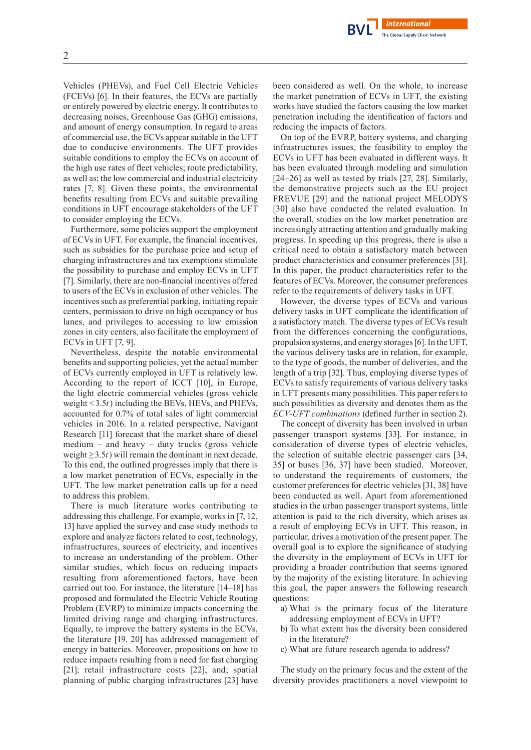Vehicles (PHEVs), and Fuel Cell Electric Vehicles (FCEVs) [6]. In their features, the ECVs are partially or entirely powered by electric energy. It contributes to decreasing noises, Greenhouse Gas (GHG) emissions, and amount of energy consumption. In regard to areas of commercial use, the ECVs appear suitable in the UFT due to conducive environments. The UFT provides suitable conditions to employ the ECVs on account of the high use rates of fleet vehicles; route predictability, as well as; the low commercial and industrial electricity rates [7, 8]. Given these points, the environmental benefits resulting from ECVs and suitable prevailing conditions in UFT encourage stakeholders of the UFT to consider employing the ECVs.

Furthermore, some policies support the employment of ECVs in UFT. For example, the financial incentives, such as subsidies for the purchase price and setup of charging infrastructures and tax exemptions stimulate the possibility to purchase and employ ECVs in UFT [7]. Similarly, there are non-financial incentives offered to users of the ECVs in exclusion of other vehicles. The incentives such as preferential parking, initiating repair centers, permission to drive on high occupancy or bus lanes, and privileges to accessing to low emission zones in city centers, also facilitate the employment of ECVs in UFT [7, 9].

Nevertheless, despite the notable environmental benefits and supporting policies, yet the actual number of ECVs currently employed in UFT is relatively low. According to the report of ICCT [10], in Europe, the light electric commercial vehicles (gross vehicle weight $<3.5t$) including the BEVs, HEVs, and PHEVs, accounted for 0.7% of total sales of light commercial vehicles in 2016. In a related perspective, Navigant Research [11] forecast that the market share of diesel medium – and heavy – duty trucks (gross vehicle weight $\geq 3.5t$) will remain the dominant in next decade. To this end, the outlined progresses imply that there is a low market penetration of ECVs, especially in the UFT. The low market penetration calls up for a need to address this problem.

There is much literature works contributing to addressing this challenge. For example, works in [7, 12, 13] have applied the survey and case study methods to explore and analyze factors related to cost, technology, infrastructures, sources of electricity, and incentives to increase an understanding of the problem. Other similar studies, which focus on reducing impacts resulting from aforementioned factors, have been carried out too. For instance, the literature [14–18] has proposed and formulated the Electric Vehicle Routing Problem (EVRP) to minimize impacts concerning the limited driving range and charging infrastructures. Equally, to improve the battery systems in the ECVs, the literature [19, 20] has addressed management of energy in batteries. Moreover, propositions on how to reduce impacts resulting from a need for fast charging [21]; retail infrastructure costs [22], and; spatial planning of public charging infrastructures [23] have been considered as well. On the whole, to increase the market penetration of ECVs in UFT, the existing works have studied the factors causing the low market penetration including the identification of factors and reducing the impacts of factors.

On top of the EVRP, battery systems, and charging infrastructures issues, the feasibility to employ the ECVs in UFT has been evaluated in different ways. It has been evaluated through modeling and simulation [24–26] as well as tested by trials [27, 28]. Similarly, the demonstrative projects such as the EU project FREVUE [29] and the national project MELODYS [30] also have conducted the related evaluation. In the overall, studies on the low market penetration are increasingly attracting attention and gradually making progress. In speeding up this progress, there is also a critical need to obtain a satisfactory match between product characteristics and consumer preferences [31]. In this paper, the product characteristics refer to the features of ECVs. Moreover, the consumer preferences refer to the requirements of delivery tasks in UFT.

However, the diverse types of ECVs and various delivery tasks in UFT complicate the identification of a satisfactory match. The diverse types of ECVs result from the differences concerning the configurations, propulsion systems, and energy storages [6]. In the UFT, the various delivery tasks are in relation, for example, to the type of goods, the number of deliveries, and the length of a trip [32]. Thus, employing diverse types of ECVs to satisfy requirements of various delivery tasks in UFT presents many possibilities. This paper refers to such possibilities as diversity and denotes them as the *ECV-UFT combinations* (defined further in section 2).

The concept of diversity has been involved in urban passenger transport systems [33]. For instance, in consideration of diverse types of electric vehicles, the selection of suitable electric passenger cars [34, 35] or buses [36, 37] have been studied. Moreover, to understand the requirements of customers, the customer preferences for electric vehicles [31, 38] have been conducted as well. Apart from aforementioned studies in the urban passenger transport systems, little attention is paid to the rich diversity, which arises as a result of employing ECVs in UFT. This reason, in particular, drives a motivation of the present paper. The overall goal is to explore the significance of studying the diversity in the employment of ECVs in UFT for providing a broader contribution that seems ignored by the majority of the existing literature. In achieving this goal, the paper answers the following research questions:

a) What is the primary focus of the literature addressing employment of ECVs in UFT?
b) To what extent has the diversity been considered in the literature?
c) What are future research agenda to address?

The study on the primary focus and the extent of the diversity provides practitioners a novel viewpoint to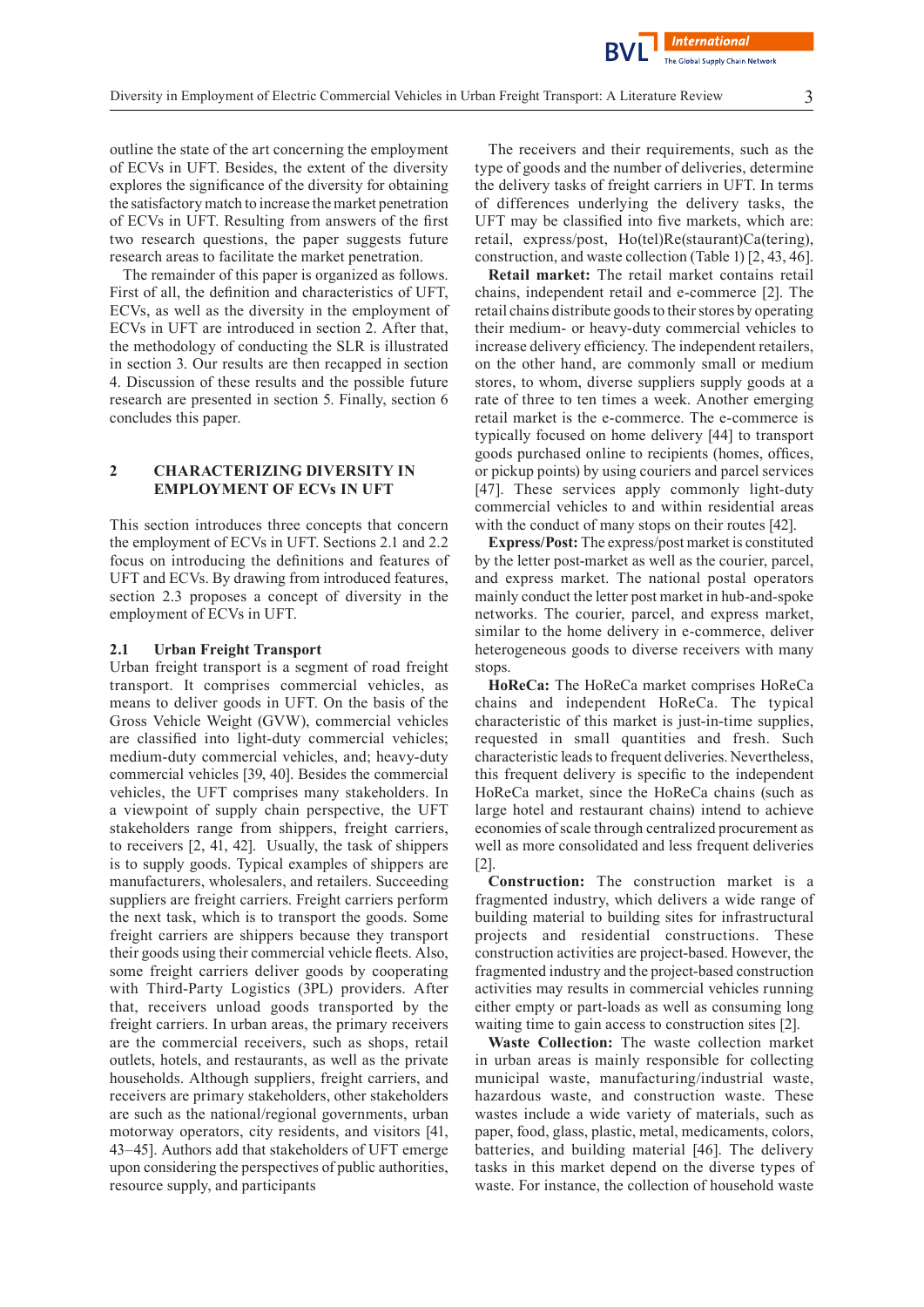outline the state of the art concerning the employment of ECVs in UFT. Besides, the extent of the diversity explores the significance of the diversity for obtaining the satisfactory match to increase the market penetration of ECVs in UFT. Resulting from answers of the first two research questions, the paper suggests future research areas to facilitate the market penetration.

The remainder of this paper is organized as follows. First of all, the definition and characteristics of UFT, ECVs, as well as the diversity in the employment of ECVs in UFT are introduced in section 2. After that, the methodology of conducting the SLR is illustrated in section 3. Our results are then recapped in section 4. Discussion of these results and the possible future research are presented in section 5. Finally, section 6 concludes this paper.

## 2 CHARACTERIZING DIVERSITY IN EMPLOYMENT OF ECVs IN UFT

This section introduces three concepts that concern the employment of ECVs in UFT. Sections 2.1 and 2.2 focus on introducing the definitions and features of UFT and ECVs. By drawing from introduced features, section 2.3 proposes a concept of diversity in the employment of ECVs in UFT.

### 2.1 Urban Freight Transport

Urban freight transport is a segment of road freight transport. It comprises commercial vehicles, as means to deliver goods in UFT. On the basis of the Gross Vehicle Weight (GVW), commercial vehicles are classified into light-duty commercial vehicles; medium-duty commercial vehicles, and; heavy-duty commercial vehicles [39, 40]. Besides the commercial vehicles, the UFT comprises many stakeholders. In a viewpoint of supply chain perspective, the UFT stakeholders range from shippers, freight carriers, to receivers [2, 41, 42]. Usually, the task of shippers is to supply goods. Typical examples of shippers are manufacturers, wholesalers, and retailers. Succeeding suppliers are freight carriers. Freight carriers perform the next task, which is to transport the goods. Some freight carriers are shippers because they transport their goods using their commercial vehicle fleets. Also, some freight carriers deliver goods by cooperating with Third-Party Logistics (3PL) providers. After that, receivers unload goods transported by the freight carriers. In urban areas, the primary receivers are the commercial receivers, such as shops, retail outlets, hotels, and restaurants, as well as the private households. Although suppliers, freight carriers, and receivers are primary stakeholders, other stakeholders are such as the national/regional governments, urban motorway operators, city residents, and visitors [41, 43–45]. Authors add that stakeholders of UFT emerge upon considering the perspectives of public authorities, resource supply, and participants

The receivers and their requirements, such as the type of goods and the number of deliveries, determine the delivery tasks of freight carriers in UFT. In terms of differences underlying the delivery tasks, the UFT may be classified into five markets, which are: retail, express/post, Ho(tel)Re(staurant)Ca(tering), construction, and waste collection (Table 1) [2, 43, 46].

**Retail market:** The retail market contains retail chains, independent retail and e-commerce [2]. The retail chains distribute goods to their stores by operating their medium- or heavy-duty commercial vehicles to increase delivery efficiency. The independent retailers, on the other hand, are commonly small or medium stores, to whom, diverse suppliers supply goods at a rate of three to ten times a week. Another emerging retail market is the e-commerce. The e-commerce is typically focused on home delivery [44] to transport goods purchased online to recipients (homes, offices, or pickup points) by using couriers and parcel services [47]. These services apply commonly light-duty commercial vehicles to and within residential areas with the conduct of many stops on their routes [42].

**Express/Post:** The express/post market is constituted by the letter post-market as well as the courier, parcel, and express market. The national postal operators mainly conduct the letter post market in hub-and-spoke networks. The courier, parcel, and express market, similar to the home delivery in e-commerce, deliver heterogeneous goods to diverse receivers with many stops.

**HoReCa:** The HoReCa market comprises HoReCa chains and independent HoReCa. The typical characteristic of this market is just-in-time supplies, requested in small quantities and fresh. Such characteristic leads to frequent deliveries. Nevertheless, this frequent delivery is specific to the independent HoReCa market, since the HoReCa chains (such as large hotel and restaurant chains) intend to achieve economies of scale through centralized procurement as well as more consolidated and less frequent deliveries [2].

**Construction:** The construction market is a fragmented industry, which delivers a wide range of building material to building sites for infrastructural projects and residential constructions. These construction activities are project-based. However, the fragmented industry and the project-based construction activities may results in commercial vehicles running either empty or part-loads as well as consuming long waiting time to gain access to construction sites [2].

**Waste Collection:** The waste collection market in urban areas is mainly responsible for collecting municipal waste, manufacturing/industrial waste, hazardous waste, and construction waste. These wastes include a wide variety of materials, such as paper, food, glass, plastic, metal, medicaments, colors, batteries, and building material [46]. The delivery tasks in this market depend on the diverse types of waste. For instance, the collection of household waste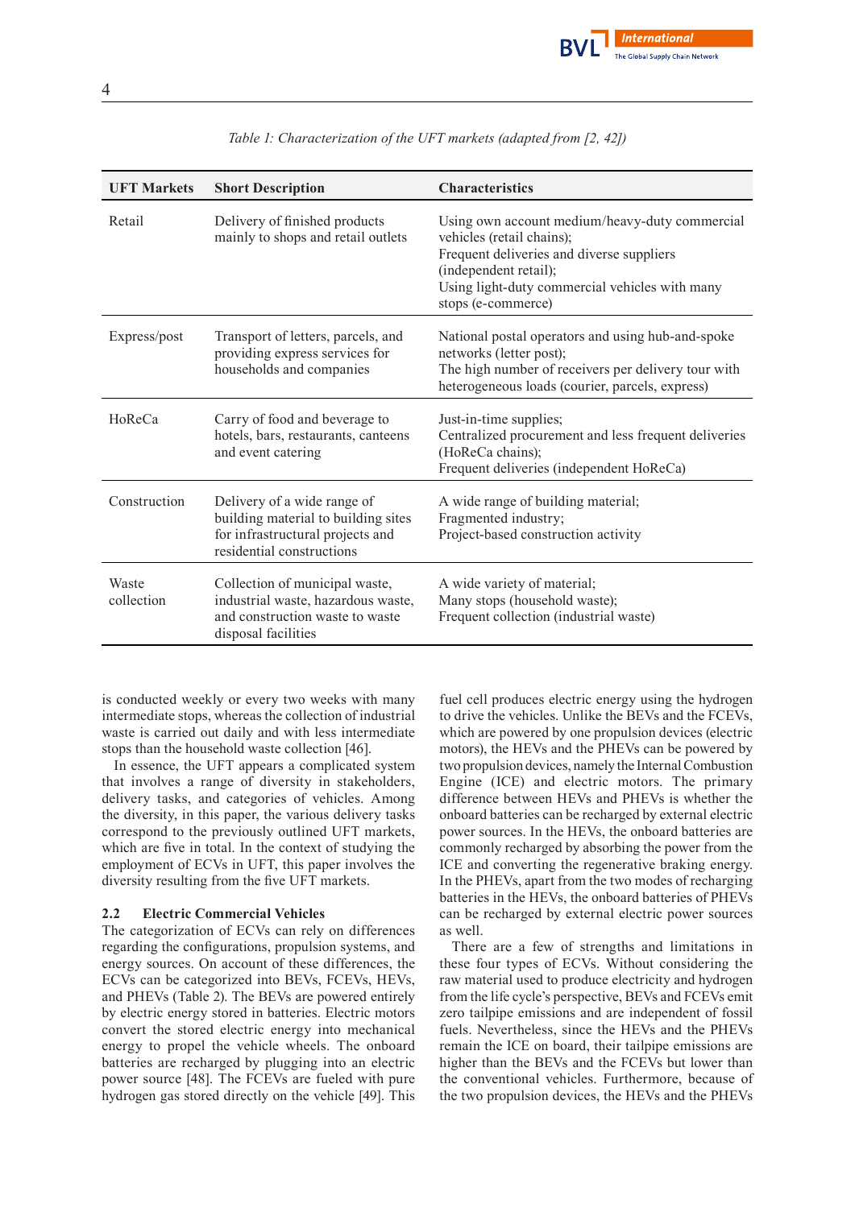*Table 1: Characterization of the UFT markets (adapted from [2, 42])*

| UFT Markets | Short Description | Characteristics |
|---|---|---|
| Retail | Delivery of finished products mainly to shops and retail outlets | Using own account medium/heavy-duty commercial vehicles (retail chains); Frequent deliveries and diverse suppliers (independent retail); Using light-duty commercial vehicles with many stops (e-commerce) |
| Express/post | Transport of letters, parcels, and providing express services for households and companies | National postal operators and using hub-and-spoke networks (letter post); The high number of receivers per delivery tour with heterogeneous loads (courier, parcels, express) |
| HoReCa | Carry of food and beverage to hotels, bars, restaurants, canteens and event catering | Just-in-time supplies; Centralized procurement and less frequent deliveries (HoReCa chains); Frequent deliveries (independent HoReCa) |
| Construction | Delivery of a wide range of building material to building sites for infrastructural projects and residential constructions | A wide range of building material; Fragmented industry; Project-based construction activity |
| Waste collection | Collection of municipal waste, industrial waste, hazardous waste, and construction waste to waste disposal facilities | A wide variety of material; Many stops (household waste); Frequent collection (industrial waste) |

is conducted weekly or every two weeks with many intermediate stops, whereas the collection of industrial waste is carried out daily and with less intermediate stops than the household waste collection [46].

In essence, the UFT appears a complicated system that involves a range of diversity in stakeholders, delivery tasks, and categories of vehicles. Among the diversity, in this paper, the various delivery tasks correspond to the previously outlined UFT markets, which are five in total. In the context of studying the employment of ECVs in UFT, this paper involves the diversity resulting from the five UFT markets.

### 2.2 Electric Commercial Vehicles

The categorization of ECVs can rely on differences regarding the configurations, propulsion systems, and energy sources. On account of these differences, the ECVs can be categorized into BEVs, FCEVs, HEVs, and PHEVs (Table 2). The BEVs are powered entirely by electric energy stored in batteries. Electric motors convert the stored electric energy into mechanical energy to propel the vehicle wheels. The onboard batteries are recharged by plugging into an electric power source [48]. The FCEVs are fueled with pure hydrogen gas stored directly on the vehicle [49]. This fuel cell produces electric energy using the hydrogen to drive the vehicles. Unlike the BEVs and the FCEVs, which are powered by one propulsion devices (electric motors), the HEVs and the PHEVs can be powered by two propulsion devices, namely the Internal Combustion Engine (ICE) and electric motors. The primary difference between HEVs and PHEVs is whether the onboard batteries can be recharged by external electric power sources. In the HEVs, the onboard batteries are commonly recharged by absorbing the power from the ICE and converting the regenerative braking energy. In the PHEVs, apart from the two modes of recharging batteries in the HEVs, the onboard batteries of PHEVs can be recharged by external electric power sources as well.

There are a few of strengths and limitations in these four types of ECVs. Without considering the raw material used to produce electricity and hydrogen from the life cycle's perspective, BEVs and FCEVs emit zero tailpipe emissions and are independent of fossil fuels. Nevertheless, since the HEVs and the PHEVs remain the ICE on board, their tailpipe emissions are higher than the BEVs and the FCEVs but lower than the conventional vehicles. Furthermore, because of the two propulsion devices, the HEVs and the PHEVs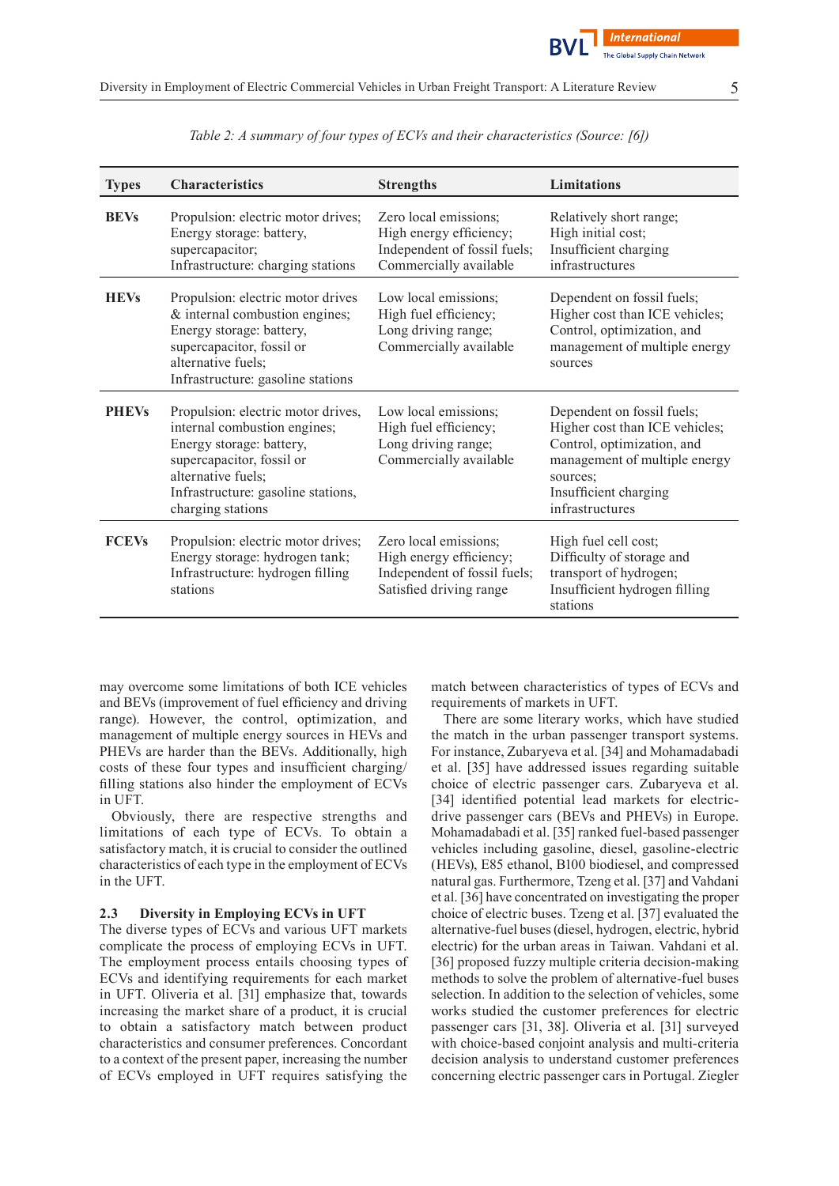*Table 2: A summary of four types of ECVs and their characteristics (Source: [6])*

| Types | Characteristics | Strengths | Limitations |
|---|---|---|---|
| **BEVs** | Propulsion: electric motor drives; Energy storage: battery, supercapacitor; Infrastructure: charging stations | Zero local emissions; High energy efficiency; Independent of fossil fuels; Commercially available | Relatively short range; High initial cost; Insufficient charging infrastructures |
| **HEVs** | Propulsion: electric motor drives & internal combustion engines; Energy storage: battery, supercapacitor, fossil or alternative fuels; Infrastructure: gasoline stations | Low local emissions; High fuel efficiency; Long driving range; Commercially available | Dependent on fossil fuels; Higher cost than ICE vehicles; Control, optimization, and management of multiple energy sources |
| **PHEVs** | Propulsion: electric motor drives, internal combustion engines; Energy storage: battery, supercapacitor, fossil or alternative fuels; Infrastructure: gasoline stations, charging stations | Low local emissions; High fuel efficiency; Long driving range; Commercially available | Dependent on fossil fuels; Higher cost than ICE vehicles; Control, optimization, and management of multiple energy sources; Insufficient charging infrastructures |
| **FCEVs** | Propulsion: electric motor drives; Energy storage: hydrogen tank; Infrastructure: hydrogen filling stations | Zero local emissions; High energy efficiency; Independent of fossil fuels; Satisfied driving range | High fuel cell cost; Difficulty of storage and transport of hydrogen; Insufficient hydrogen filling stations |

may overcome some limitations of both ICE vehicles and BEVs (improvement of fuel efficiency and driving range). However, the control, optimization, and management of multiple energy sources in HEVs and PHEVs are harder than the BEVs. Additionally, high costs of these four types and insufficient charging/filling stations also hinder the employment of ECVs in UFT.

Obviously, there are respective strengths and limitations of each type of ECVs. To obtain a satisfactory match, it is crucial to consider the outlined characteristics of each type in the employment of ECVs in the UFT.

### 2.3 Diversity in Employing ECVs in UFT

The diverse types of ECVs and various UFT markets complicate the process of employing ECVs in UFT. The employment process entails choosing types of ECVs and identifying requirements for each market in UFT. Oliveria et al. [31] emphasize that, towards increasing the market share of a product, it is crucial to obtain a satisfactory match between product characteristics and consumer preferences. Concordant to a context of the present paper, increasing the number of ECVs employed in UFT requires satisfying the match between characteristics of types of ECVs and requirements of markets in UFT.

There are some literary works, which have studied the match in the urban passenger transport systems. For instance, Zubaryeva et al. [34] and Mohamadabadi et al. [35] have addressed issues regarding suitable choice of electric passenger cars. Zubaryeva et al. [34] identified potential lead markets for electric-drive passenger cars (BEVs and PHEVs) in Europe. Mohamadabadi et al. [35] ranked fuel-based passenger vehicles including gasoline, diesel, gasoline-electric (HEVs), E85 ethanol, B100 biodiesel, and compressed natural gas. Furthermore, Tzeng et al. [37] and Vahdani et al. [36] have concentrated on investigating the proper choice of electric buses. Tzeng et al. [37] evaluated the alternative-fuel buses (diesel, hydrogen, electric, hybrid electric) for the urban areas in Taiwan. Vahdani et al. [36] proposed fuzzy multiple criteria decision-making methods to solve the problem of alternative-fuel buses selection. In addition to the selection of vehicles, some works studied the customer preferences for electric passenger cars [31, 38]. Oliveria et al. [31] surveyed with choice-based conjoint analysis and multi-criteria decision analysis to understand customer preferences concerning electric passenger cars in Portugal. Ziegler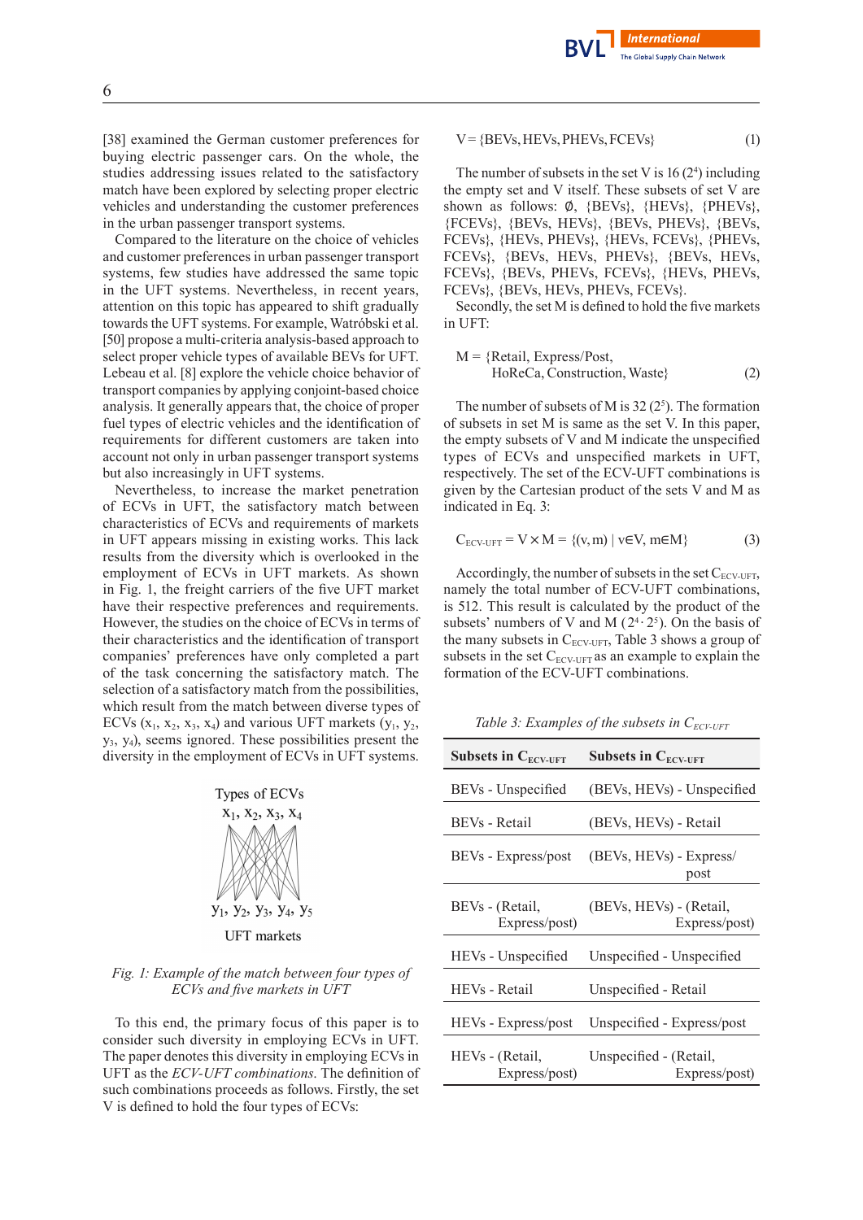[38] examined the German customer preferences for buying electric passenger cars. On the whole, the studies addressing issues related to the satisfactory match have been explored by selecting proper electric vehicles and understanding the customer preferences in the urban passenger transport systems.

Compared to the literature on the choice of vehicles and customer preferences in urban passenger transport systems, few studies have addressed the same topic in the UFT systems. Nevertheless, in recent years, attention on this topic has appeared to shift gradually towards the UFT systems. For example, Watróbski et al. [50] propose a multi-criteria analysis-based approach to select proper vehicle types of available BEVs for UFT. Lebeau et al. [8] explore the vehicle choice behavior of transport companies by applying conjoint-based choice analysis. It generally appears that, the choice of proper fuel types of electric vehicles and the identification of requirements for different customers are taken into account not only in urban passenger transport systems but also increasingly in UFT systems.

Nevertheless, to increase the market penetration of ECVs in UFT, the satisfactory match between characteristics of ECVs and requirements of markets in UFT appears missing in existing works. This lack results from the diversity which is overlooked in the employment of ECVs in UFT markets. As shown in Fig. 1, the freight carriers of the five UFT market have their respective preferences and requirements. However, the studies on the choice of ECVs in terms of their characteristics and the identification of transport companies' preferences have only completed a part of the task concerning the satisfactory match. The selection of a satisfactory match from the possibilities, which result from the match between diverse types of ECVs ($x_1$, $x_2$, $x_3$, $x_4$) and various UFT markets ($y_1$, $y_2$, $y_3$, $y_4$), seems ignored. These possibilities present the diversity in the employment of ECVs in UFT systems.

Types of ECVs
$x_1, x_2, x_3, x_4$

$y_1, y_2, y_3, y_4, y_5$
UFT markets

*Fig. 1: Example of the match between four types of ECVs and five markets in UFT*

To this end, the primary focus of this paper is to consider such diversity in employing ECVs in UFT. The paper denotes this diversity in employing ECVs in UFT as the *ECV-UFT combinations*. The definition of such combinations proceeds as follows. Firstly, the set V is defined to hold the four types of ECVs:

$$V = \{BEVs, HEVs, PHEVs, FCEVs\} \tag{1}$$

The number of subsets in the set V is 16 ($2^4$) including the empty set and V itself. These subsets of set V are shown as follows: ∅, {BEVs}, {HEVs}, {PHEVs}, {FCEVs}, {BEVs, HEVs}, {BEVs, PHEVs}, {BEVs, FCEVs}, {HEVs, PHEVs}, {HEVs, FCEVs}, {PHEVs, FCEVs}, {BEVs, HEVs, PHEVs}, {BEVs, HEVs, FCEVs}, {BEVs, PHEVs, FCEVs}, {HEVs, PHEVs, FCEVs}, {BEVs, HEVs, PHEVs, FCEVs}.

Secondly, the set M is defined to hold the five markets in UFT:

$$M = \{Retail, Express/Post, HoReCa, Construction, Waste\} \tag{2}$$

The number of subsets of M is 32 ($2^5$). The formation of subsets in set M is same as the set V. In this paper, the empty subsets of V and M indicate the unspecified types of ECVs and unspecified markets in UFT, respectively. The set of the ECV-UFT combinations is given by the Cartesian product of the sets V and M as indicated in Eq. 3:

$$C_{ECV\text{-}UFT} = V \times M = \{(v,m) \mid v \in V, m \in M\} \tag{3}$$

Accordingly, the number of subsets in the set $C_{ECV\text{-}UFT}$, namely the total number of ECV-UFT combinations, is 512. This result is calculated by the product of the subsets' numbers of V and M ($2^4 \cdot 2^5$). On the basis of the many subsets in $C_{ECV\text{-}UFT}$, Table 3 shows a group of subsets in the set $C_{ECV\text{-}UFT}$ as an example to explain the formation of the ECV-UFT combinations.

*Table 3: Examples of the subsets in $C_{ECV\text{-}UFT}$*

| Subsets in $C_{ECV\text{-}UFT}$ | Subsets in $C_{ECV\text{-}UFT}$ |
|---|---|
| BEVs - Unspecified | (BEVs, HEVs) - Unspecified |
| BEVs - Retail | (BEVs, HEVs) - Retail |
| BEVs - Express/post | (BEVs, HEVs) - Express/post |
| BEVs - (Retail, Express/post) | (BEVs, HEVs) - (Retail, Express/post) |
| HEVs - Unspecified | Unspecified - Unspecified |
| HEVs - Retail | Unspecified - Retail |
| HEVs - Express/post | Unspecified - Express/post |
| HEVs - (Retail, Express/post) | Unspecified - (Retail, Express/post) |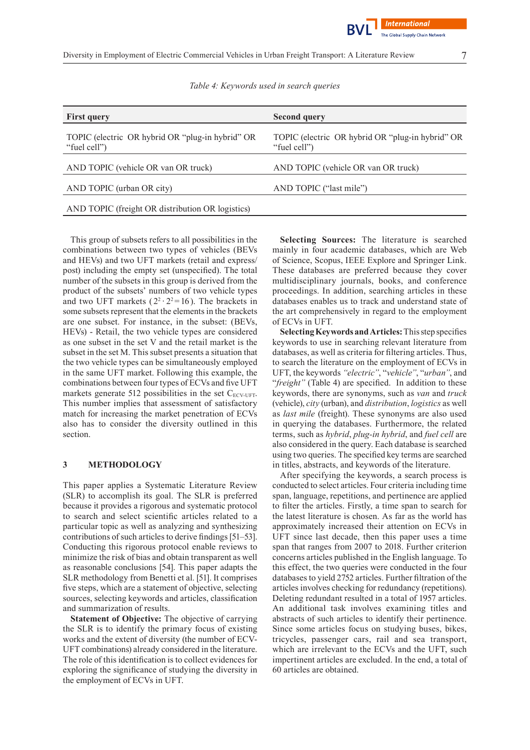*Table 4: Keywords used in search queries*

| First query | Second query |
|---|---|
| TOPIC (electric OR hybrid OR "plug-in hybrid" OR "fuel cell") | TOPIC (electric OR hybrid OR "plug-in hybrid" OR "fuel cell") |
| AND TOPIC (vehicle OR van OR truck) | AND TOPIC (vehicle OR van OR truck) |
| AND TOPIC (urban OR city) | AND TOPIC ("last mile") |
| AND TOPIC (freight OR distribution OR logistics) | |

This group of subsets refers to all possibilities in the combinations between two types of vehicles (BEVs and HEVs) and two UFT markets (retail and express/post) including the empty set (unspecified). The total number of the subsets in this group is derived from the product of the subsets' numbers of two vehicle types and two UFT markets ($2^2 \cdot 2^2 = 16$). The brackets in some subsets represent that the elements in the brackets are one subset. For instance, in the subset: (BEVs, HEVs) - Retail, the two vehicle types are considered as one subset in the set V and the retail market is the subset in the set M. This subset presents a situation that the two vehicle types can be simultaneously employed in the same UFT market. Following this example, the combinations between four types of ECVs and five UFT markets generate 512 possibilities in the set $C_{ECV\text{-}UFT}$. This number implies that assessment of satisfactory match for increasing the market penetration of ECVs also has to consider the diversity outlined in this section.

## 3 METHODOLOGY

This paper applies a Systematic Literature Review (SLR) to accomplish its goal. The SLR is preferred because it provides a rigorous and systematic protocol to search and select scientific articles related to a particular topic as well as analyzing and synthesizing contributions of such articles to derive findings [51–53]. Conducting this rigorous protocol enable reviews to minimize the risk of bias and obtain transparent as well as reasonable conclusions [54]. This paper adapts the SLR methodology from Benetti et al. [51]. It comprises five steps, which are a statement of objective, selecting sources, selecting keywords and articles, classification and summarization of results.

**Statement of Objective:** The objective of carrying the SLR is to identify the primary focus of existing works and the extent of diversity (the number of ECV-UFT combinations) already considered in the literature. The role of this identification is to collect evidences for exploring the significance of studying the diversity in the employment of ECVs in UFT.

**Selecting Sources:** The literature is searched mainly in four academic databases, which are Web of Science, Scopus, IEEE Explore and Springer Link. These databases are preferred because they cover multidisciplinary journals, books, and conference proceedings. In addition, searching articles in these databases enables us to track and understand state of the art comprehensively in regard to the employment of ECVs in UFT.

**Selecting Keywords and Articles:** This step specifies keywords to use in searching relevant literature from databases, as well as criteria for filtering articles. Thus, to search the literature on the employment of ECVs in UFT, the keywords *"electric"*, "*vehicle*", "*urban*", and "*freight"* (Table 4) are specified. In addition to these keywords, there are synonyms, such as *van* and *truck* (vehicle), *city* (urban), and *distribution*, *logistics* as well as *last mile* (freight). These synonyms are also used in querying the databases. Furthermore, the related terms, such as *hybrid*, *plug-in hybrid*, and *fuel cell* are also considered in the query. Each database is searched using two queries. The specified key terms are searched in titles, abstracts, and keywords of the literature.

After specifying the keywords, a search process is conducted to select articles. Four criteria including time span, language, repetitions, and pertinence are applied to filter the articles. Firstly, a time span to search for the latest literature is chosen. As far as the world has approximately increased their attention on ECVs in UFT since last decade, then this paper uses a time span that ranges from 2007 to 2018. Further criterion concerns articles published in the English language. To this effect, the two queries were conducted in the four databases to yield 2752 articles. Further filtration of the articles involves checking for redundancy (repetitions). Deleting redundant resulted in a total of 1957 articles. An additional task involves examining titles and abstracts of such articles to identify their pertinence. Since some articles focus on studying buses, bikes, tricycles, passenger cars, rail and sea transport, which are irrelevant to the ECVs and the UFT, such impertinent articles are excluded. In the end, a total of 60 articles are obtained.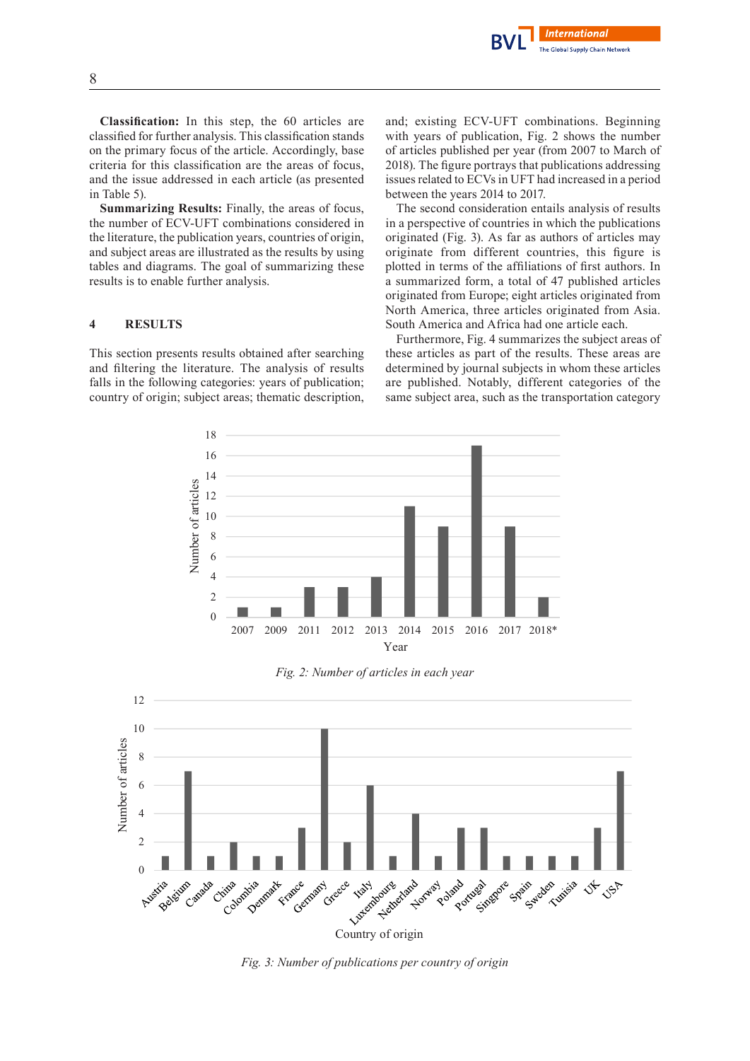**Classification:** In this step, the 60 articles are classified for further analysis. This classification stands on the primary focus of the article. Accordingly, base criteria for this classification are the areas of focus, and the issue addressed in each article (as presented in Table 5).

**Summarizing Results:** Finally, the areas of focus, the number of ECV-UFT combinations considered in the literature, the publication years, countries of origin, and subject areas are illustrated as the results by using tables and diagrams. The goal of summarizing these results is to enable further analysis.

## 4 RESULTS

This section presents results obtained after searching and filtering the literature. The analysis of results falls in the following categories: years of publication; country of origin; subject areas; thematic description, and; existing ECV-UFT combinations. Beginning with years of publication, Fig. 2 shows the number of articles published per year (from 2007 to March of 2018). The figure portrays that publications addressing issues related to ECVs in UFT had increased in a period between the years 2014 to 2017.

The second consideration entails analysis of results in a perspective of countries in which the publications originated (Fig. 3). As far as authors of articles may originate from different countries, this figure is plotted in terms of the affiliations of first authors. In a summarized form, a total of 47 published articles originated from Europe; eight articles originated from North America, three articles originated from Asia. South America and Africa had one article each.

Furthermore, Fig. 4 summarizes the subject areas of these articles as part of the results. These areas are determined by journal subjects in whom these articles are published. Notably, different categories of the same subject area, such as the transportation category

*Fig. 2: Number of articles in each year*

*Fig. 3: Number of publications per country of origin*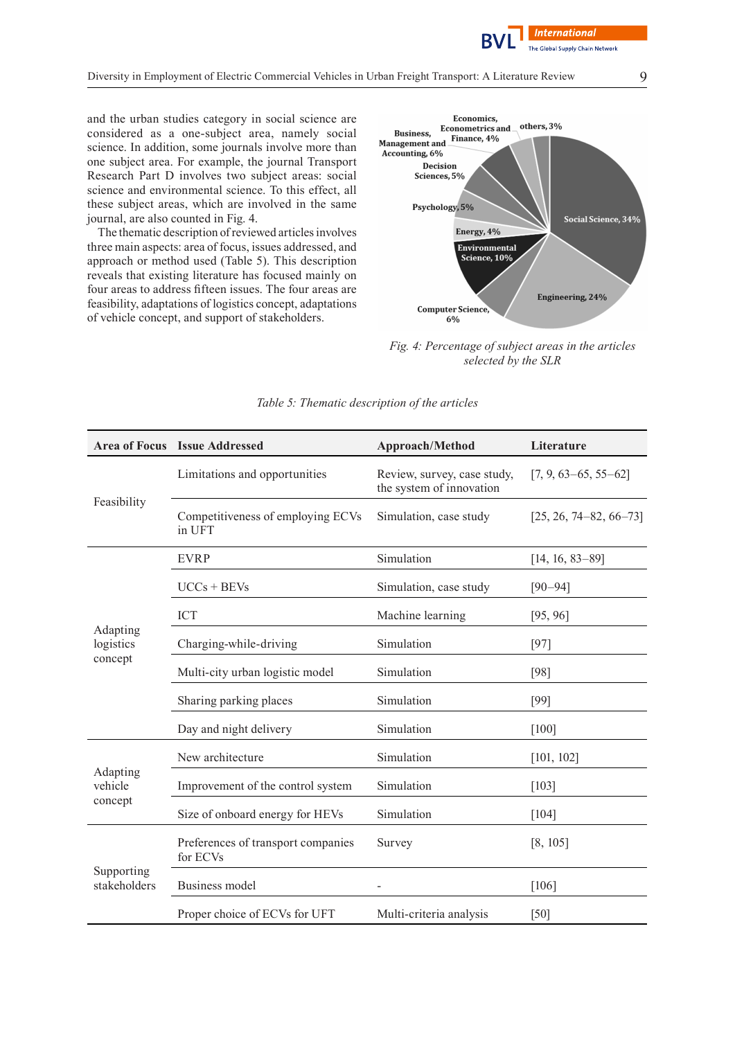and the urban studies category in social science are considered as a one-subject area, namely social science. In addition, some journals involve more than one subject area. For example, the journal Transport Research Part D involves two subject areas: social science and environmental science. To this effect, all these subject areas, which are involved in the same journal, are also counted in Fig. 4.

The thematic description of reviewed articles involves three main aspects: area of focus, issues addressed, and approach or method used (Table 5). This description reveals that existing literature has focused mainly on four areas to address fifteen issues. The four areas are feasibility, adaptations of logistics concept, adaptations of vehicle concept, and support of stakeholders.

*Fig. 4: Percentage of subject areas in the articles selected by the SLR*

*Table 5: Thematic description of the articles*

| Area of Focus | Issue Addressed | Approach/Method | Literature |
|---|---|---|---|
| Feasibility | Limitations and opportunities | Review, survey, case study, the system of innovation | [7, 9, 63–65, 55–62] |
| | Competitiveness of employing ECVs in UFT | Simulation, case study | [25, 26, 74–82, 66–73] |
| Adapting logistics concept | EVRP | Simulation | [14, 16, 83–89] |
| | UCCs + BEVs | Simulation, case study | [90–94] |
| | ICT | Machine learning | [95, 96] |
| | Charging-while-driving | Simulation | [97] |
| | Multi-city urban logistic model | Simulation | [98] |
| | Sharing parking places | Simulation | [99] |
| | Day and night delivery | Simulation | [100] |
| Adapting vehicle concept | New architecture | Simulation | [101, 102] |
| | Improvement of the control system | Simulation | [103] |
| | Size of onboard energy for HEVs | Simulation | [104] |
| Supporting stakeholders | Preferences of transport companies for ECVs | Survey | [8, 105] |
| | Business model | - | [106] |
| | Proper choice of ECVs for UFT | Multi-criteria analysis | [50] |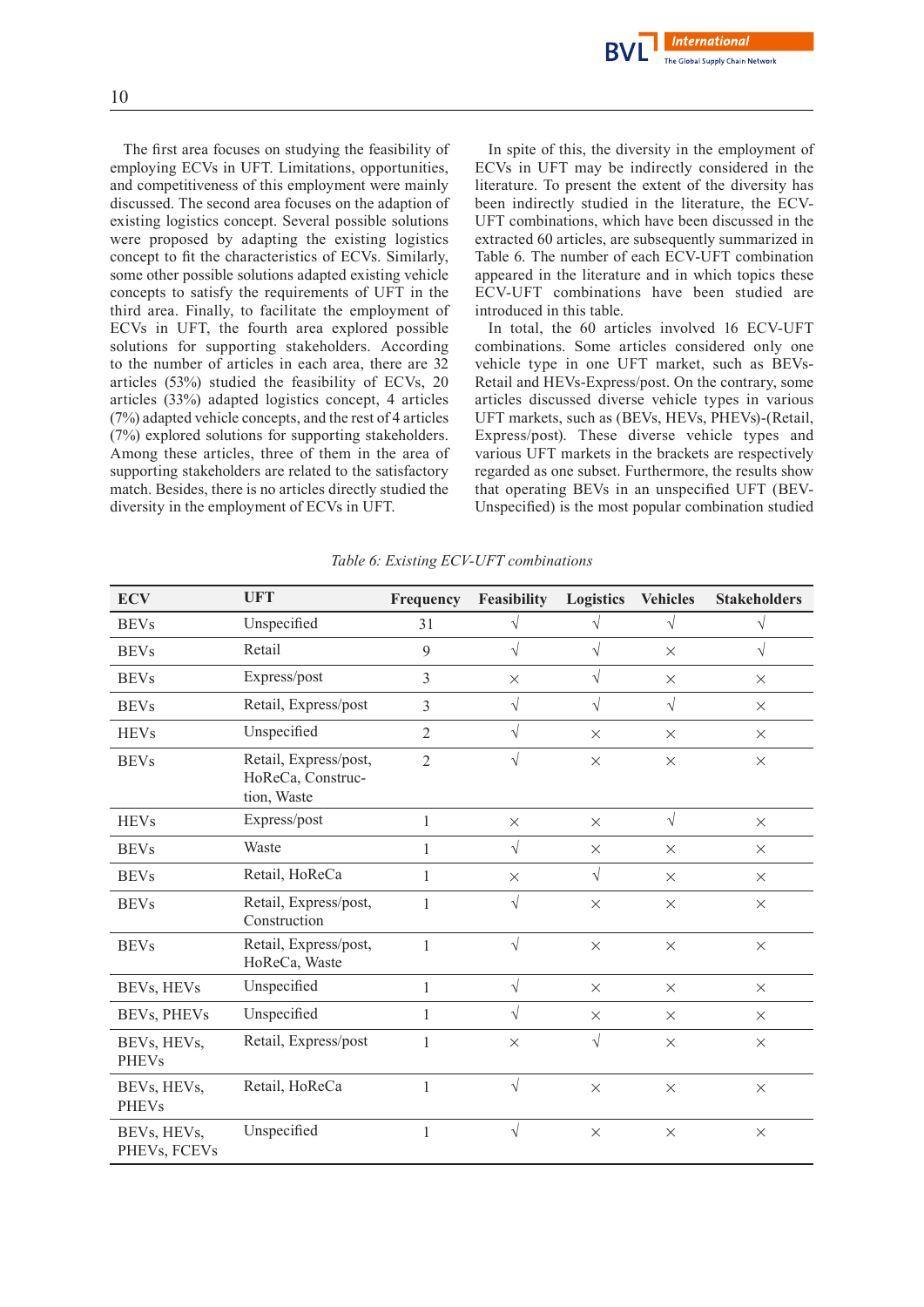The first area focuses on studying the feasibility of employing ECVs in UFT. Limitations, opportunities, and competitiveness of this employment were mainly discussed. The second area focuses on the adaption of existing logistics concept. Several possible solutions were proposed by adapting the existing logistics concept to fit the characteristics of ECVs. Similarly, some other possible solutions adapted existing vehicle concepts to satisfy the requirements of UFT in the third area. Finally, to facilitate the employment of ECVs in UFT, the fourth area explored possible solutions for supporting stakeholders. According to the number of articles in each area, there are 32 articles (53%) studied the feasibility of ECVs, 20 articles (33%) adapted logistics concept, 4 articles (7%) adapted vehicle concepts, and the rest of 4 articles (7%) explored solutions for supporting stakeholders. Among these articles, three of them in the area of supporting stakeholders are related to the satisfactory match. Besides, there is no articles directly studied the diversity in the employment of ECVs in UFT.

In spite of this, the diversity in the employment of ECVs in UFT may be indirectly considered in the literature. To present the extent of the diversity has been indirectly studied in the literature, the ECV-UFT combinations, which have been discussed in the extracted 60 articles, are subsequently summarized in Table 6. The number of each ECV-UFT combination appeared in the literature and in which topics these ECV-UFT combinations have been studied are introduced in this table.

In total, the 60 articles involved 16 ECV-UFT combinations. Some articles considered only one vehicle type in one UFT market, such as BEVs-Retail and HEVs-Express/post. On the contrary, some articles discussed diverse vehicle types in various UFT markets, such as (BEVs, HEVs, PHEVs)-(Retail, Express/post). These diverse vehicle types and various UFT markets in the brackets are respectively regarded as one subset. Furthermore, the results show that operating BEVs in an unspecified UFT (BEV-Unspecified) is the most popular combination studied

*Table 6: Existing ECV-UFT combinations*

| ECV | UFT | Frequency | Feasibility | Logistics | Vehicles | Stakeholders |
|---|---|---|---|---|---|---|
| BEVs | Unspecified | 31 | √ | √ | √ | √ |
| BEVs | Retail | 9 | √ | √ | × | √ |
| BEVs | Express/post | 3 | × | √ | × | × |
| BEVs | Retail, Express/post | 3 | √ | √ | √ | × |
| HEVs | Unspecified | 2 | √ | × | × | × |
| BEVs | Retail, Express/post, HoReCa, Construction, Waste | 2 | √ | × | × | × |
| HEVs | Express/post | 1 | × | × | √ | × |
| BEVs | Waste | 1 | √ | × | × | × |
| BEVs | Retail, HoReCa | 1 | × | √ | × | × |
| BEVs | Retail, Express/post, Construction | 1 | √ | × | × | × |
| BEVs | Retail, Express/post, HoReCa, Waste | 1 | √ | × | × | × |
| BEVs, HEVs | Unspecified | 1 | √ | × | × | × |
| BEVs, PHEVs | Unspecified | 1 | √ | × | × | × |
| BEVs, HEVs, PHEVs | Retail, Express/post | 1 | × | √ | × | × |
| BEVs, HEVs, PHEVs | Retail, HoReCa | 1 | √ | × | × | × |
| BEVs, HEVs, PHEVs, FCEVs | Unspecified | 1 | √ | × | × | × |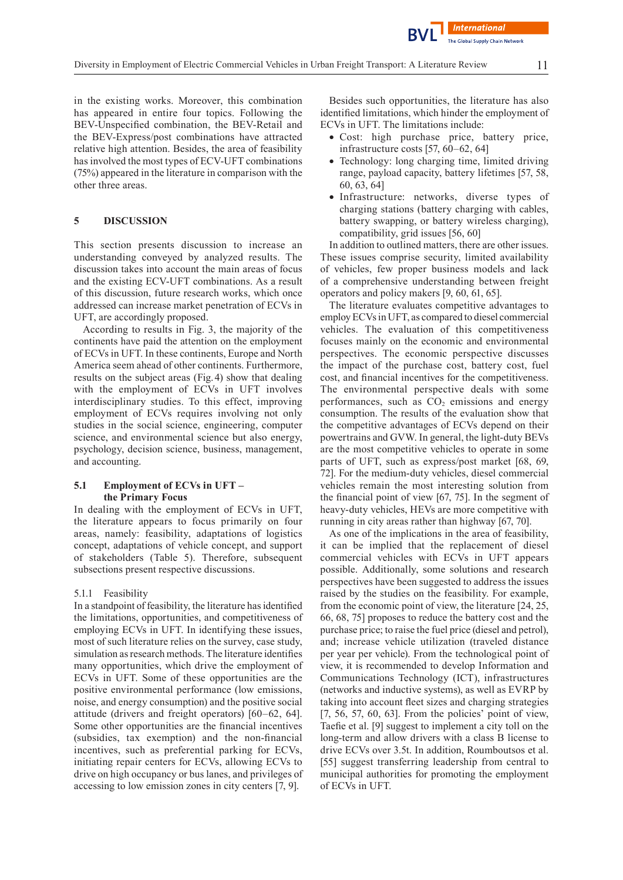in the existing works. Moreover, this combination has appeared in entire four topics. Following the BEV-Unspecified combination, the BEV-Retail and the BEV-Express/post combinations have attracted relative high attention. Besides, the area of feasibility has involved the most types of ECV-UFT combinations (75%) appeared in the literature in comparison with the other three areas.

## 5 DISCUSSION

This section presents discussion to increase an understanding conveyed by analyzed results. The discussion takes into account the main areas of focus and the existing ECV-UFT combinations. As a result of this discussion, future research works, which once addressed can increase market penetration of ECVs in UFT, are accordingly proposed.

According to results in Fig. 3, the majority of the continents have paid the attention on the employment of ECVs in UFT. In these continents, Europe and North America seem ahead of other continents. Furthermore, results on the subject areas (Fig. 4) show that dealing with the employment of ECVs in UFT involves interdisciplinary studies. To this effect, improving employment of ECVs requires involving not only studies in the social science, engineering, computer science, and environmental science but also energy, psychology, decision science, business, management, and accounting.

### 5.1 Employment of ECVs in UFT – the Primary Focus

In dealing with the employment of ECVs in UFT, the literature appears to focus primarily on four areas, namely: feasibility, adaptations of logistics concept, adaptations of vehicle concept, and support of stakeholders (Table 5). Therefore, subsequent subsections present respective discussions.

#### 5.1.1 Feasibility

In a standpoint of feasibility, the literature has identified the limitations, opportunities, and competitiveness of employing ECVs in UFT. In identifying these issues, most of such literature relies on the survey, case study, simulation as research methods. The literature identifies many opportunities, which drive the employment of ECVs in UFT. Some of these opportunities are the positive environmental performance (low emissions, noise, and energy consumption) and the positive social attitude (drivers and freight operators) [60–62, 64]. Some other opportunities are the financial incentives (subsidies, tax exemption) and the non-financial incentives, such as preferential parking for ECVs, initiating repair centers for ECVs, allowing ECVs to drive on high occupancy or bus lanes, and privileges of accessing to low emission zones in city centers [7, 9].

Besides such opportunities, the literature has also identified limitations, which hinder the employment of ECVs in UFT. The limitations include:

- Cost: high purchase price, battery price, infrastructure costs [57, 60–62, 64]
- Technology: long charging time, limited driving range, payload capacity, battery lifetimes [57, 58, 60, 63, 64]
- Infrastructure: networks, diverse types of charging stations (battery charging with cables, battery swapping, or battery wireless charging), compatibility, grid issues [56, 60]

In addition to outlined matters, there are other issues. These issues comprise security, limited availability of vehicles, few proper business models and lack of a comprehensive understanding between freight operators and policy makers [9, 60, 61, 65].

The literature evaluates competitive advantages to employ ECVs in UFT, as compared to diesel commercial vehicles. The evaluation of this competitiveness focuses mainly on the economic and environmental perspectives. The economic perspective discusses the impact of the purchase cost, battery cost, fuel cost, and financial incentives for the competitiveness. The environmental perspective deals with some performances, such as $CO_2$ emissions and energy consumption. The results of the evaluation show that the competitive advantages of ECVs depend on their powertrains and GVW. In general, the light-duty BEVs are the most competitive vehicles to operate in some parts of UFT, such as express/post market [68, 69, 72]. For the medium-duty vehicles, diesel commercial vehicles remain the most interesting solution from the financial point of view [67, 75]. In the segment of heavy-duty vehicles, HEVs are more competitive with running in city areas rather than highway [67, 70].

As one of the implications in the area of feasibility, it can be implied that the replacement of diesel commercial vehicles with ECVs in UFT appears possible. Additionally, some solutions and research perspectives have been suggested to address the issues raised by the studies on the feasibility. For example, from the economic point of view, the literature [24, 25, 66, 68, 75] proposes to reduce the battery cost and the purchase price; to raise the fuel price (diesel and petrol), and; increase vehicle utilization (traveled distance per year per vehicle). From the technological point of view, it is recommended to develop Information and Communications Technology (ICT), infrastructures (networks and inductive systems), as well as EVRP by taking into account fleet sizes and charging strategies [7, 56, 57, 60, 63]. From the policies' point of view, Taefie et al. [9] suggest to implement a city toll on the long-term and allow drivers with a class B license to drive ECVs over 3.5t. In addition, Roumboutsos et al. [55] suggest transferring leadership from central to municipal authorities for promoting the employment of ECVs in UFT.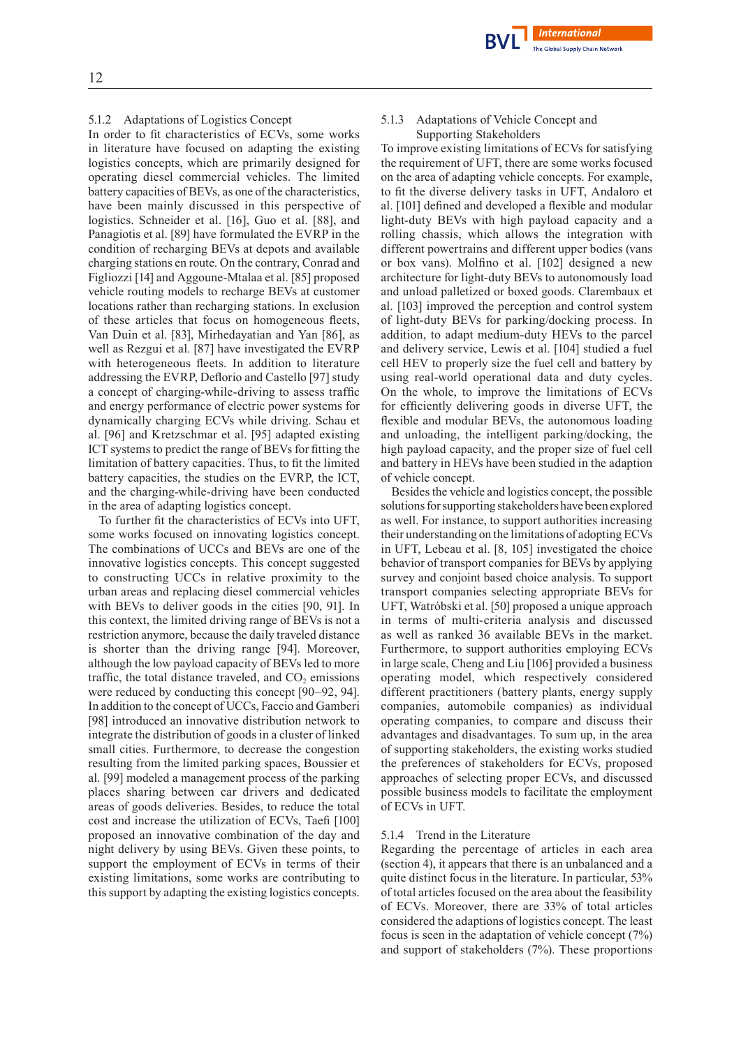#### 5.1.2 Adaptations of Logistics Concept

In order to fit characteristics of ECVs, some works in literature have focused on adapting the existing logistics concepts, which are primarily designed for operating diesel commercial vehicles. The limited battery capacities of BEVs, as one of the characteristics, have been mainly discussed in this perspective of logistics. Schneider et al. [16], Guo et al. [88], and Panagiotis et al. [89] have formulated the EVRP in the condition of recharging BEVs at depots and available charging stations en route. On the contrary, Conrad and Figliozzi [14] and Aggoune-Mtalaa et al. [85] proposed vehicle routing models to recharge BEVs at customer locations rather than recharging stations. In exclusion of these articles that focus on homogeneous fleets, Van Duin et al. [83], Mirhedayatian and Yan [86], as well as Rezgui et al. [87] have investigated the EVRP with heterogeneous fleets. In addition to literature addressing the EVRP, Deflorio and Castello [97] study a concept of charging-while-driving to assess traffic and energy performance of electric power systems for dynamically charging ECVs while driving. Schau et al. [96] and Kretzschmar et al. [95] adapted existing ICT systems to predict the range of BEVs for fitting the limitation of battery capacities. Thus, to fit the limited battery capacities, the studies on the EVRP, the ICT, and the charging-while-driving have been conducted in the area of adapting logistics concept.

To further fit the characteristics of ECVs into UFT, some works focused on innovating logistics concept. The combinations of UCCs and BEVs are one of the innovative logistics concepts. This concept suggested to constructing UCCs in relative proximity to the urban areas and replacing diesel commercial vehicles with BEVs to deliver goods in the cities [90, 91]. In this context, the limited driving range of BEVs is not a restriction anymore, because the daily traveled distance is shorter than the driving range [94]. Moreover, although the low payload capacity of BEVs led to more traffic, the total distance traveled, and $CO_2$ emissions were reduced by conducting this concept [90–92, 94]. In addition to the concept of UCCs, Faccio and Gamberi [98] introduced an innovative distribution network to integrate the distribution of goods in a cluster of linked small cities. Furthermore, to decrease the congestion resulting from the limited parking spaces, Boussier et al. [99] modeled a management process of the parking places sharing between car drivers and dedicated areas of goods deliveries. Besides, to reduce the total cost and increase the utilization of ECVs, Taefi [100] proposed an innovative combination of the day and night delivery by using BEVs. Given these points, to support the employment of ECVs in terms of their existing limitations, some works are contributing to this support by adapting the existing logistics concepts.

#### 5.1.3 Adaptations of Vehicle Concept and Supporting Stakeholders

To improve existing limitations of ECVs for satisfying the requirement of UFT, there are some works focused on the area of adapting vehicle concepts. For example, to fit the diverse delivery tasks in UFT, Andaloro et al. [101] defined and developed a flexible and modular light-duty BEVs with high payload capacity and a rolling chassis, which allows the integration with different powertrains and different upper bodies (vans or box vans). Molfino et al. [102] designed a new architecture for light-duty BEVs to autonomously load and unload palletized or boxed goods. Clarembaux et al. [103] improved the perception and control system of light-duty BEVs for parking/docking process. In addition, to adapt medium-duty HEVs to the parcel and delivery service, Lewis et al. [104] studied a fuel cell HEV to properly size the fuel cell and battery by using real-world operational data and duty cycles. On the whole, to improve the limitations of ECVs for efficiently delivering goods in diverse UFT, the flexible and modular BEVs, the autonomous loading and unloading, the intelligent parking/docking, the high payload capacity, and the proper size of fuel cell and battery in HEVs have been studied in the adaption of vehicle concept.

Besides the vehicle and logistics concept, the possible solutions for supporting stakeholders have been explored as well. For instance, to support authorities increasing their understanding on the limitations of adopting ECVs in UFT, Lebeau et al. [8, 105] investigated the choice behavior of transport companies for BEVs by applying survey and conjoint based choice analysis. To support transport companies selecting appropriate BEVs for UFT, Watróbski et al. [50] proposed a unique approach in terms of multi-criteria analysis and discussed as well as ranked 36 available BEVs in the market. Furthermore, to support authorities employing ECVs in large scale, Cheng and Liu [106] provided a business operating model, which respectively considered different practitioners (battery plants, energy supply companies, automobile companies) as individual operating companies, to compare and discuss their advantages and disadvantages. To sum up, in the area of supporting stakeholders, the existing works studied the preferences of stakeholders for ECVs, proposed approaches of selecting proper ECVs, and discussed possible business models to facilitate the employment of ECVs in UFT.

#### 5.1.4 Trend in the Literature

Regarding the percentage of articles in each area (section 4), it appears that there is an unbalanced and a quite distinct focus in the literature. In particular, 53% of total articles focused on the area about the feasibility of ECVs. Moreover, there are 33% of total articles considered the adaptions of logistics concept. The least focus is seen in the adaptation of vehicle concept (7%) and support of stakeholders (7%). These proportions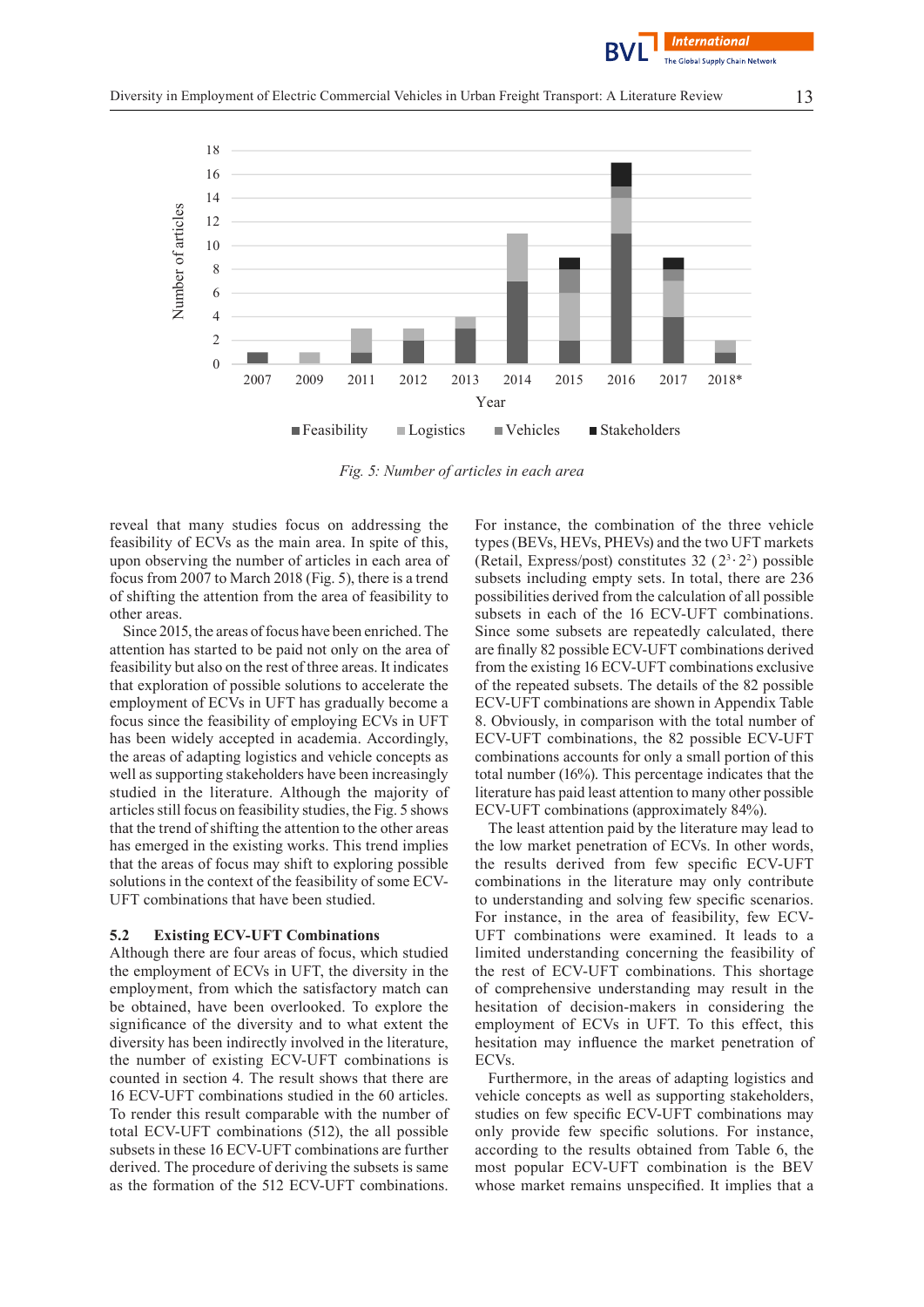*Fig. 5: Number of articles in each area*

reveal that many studies focus on addressing the feasibility of ECVs as the main area. In spite of this, upon observing the number of articles in each area of focus from 2007 to March 2018 (Fig. 5), there is a trend of shifting the attention from the area of feasibility to other areas.

Since 2015, the areas of focus have been enriched. The attention has started to be paid not only on the area of feasibility but also on the rest of three areas. It indicates that exploration of possible solutions to accelerate the employment of ECVs in UFT has gradually become a focus since the feasibility of employing ECVs in UFT has been widely accepted in academia. Accordingly, the areas of adapting logistics and vehicle concepts as well as supporting stakeholders have been increasingly studied in the literature. Although the majority of articles still focus on feasibility studies, the Fig. 5 shows that the trend of shifting the attention to the other areas has emerged in the existing works. This trend implies that the areas of focus may shift to exploring possible solutions in the context of some ECV-UFT combinations that have been studied.

### 5.2 Existing ECV-UFT Combinations

Although there are four areas of focus, which studied the employment of ECVs in UFT, the diversity in the employment, from which the satisfactory match can be obtained, have been overlooked. To explore the significance of the diversity and to what extent the diversity has been indirectly involved in the literature, the number of existing ECV-UFT combinations is counted in section 4. The result shows that there are 16 ECV-UFT combinations studied in the 60 articles. To render this result comparable with the number of total ECV-UFT combinations (512), the all possible subsets in these 16 ECV-UFT combinations are further derived. The procedure of deriving the subsets is same as the formation of the 512 ECV-UFT combinations. For instance, the combination of the three vehicle types (BEVs, HEVs, PHEVs) and the two UFT markets (Retail, Express/post) constitutes 32 ($2^3 \cdot 2^2$) possible subsets including empty sets. In total, there are 236 possibilities derived from the calculation of all possible subsets in each of the 16 ECV-UFT combinations. Since some subsets are repeatedly calculated, there are finally 82 possible ECV-UFT combinations derived from the existing 16 ECV-UFT combinations exclusive of the repeated subsets. The details of the 82 possible ECV-UFT combinations are shown in Appendix Table 8. Obviously, in comparison with the total number of ECV-UFT combinations, the 82 possible ECV-UFT combinations accounts for only a small portion of this total number (16%). This percentage indicates that the literature has paid least attention to many other possible ECV-UFT combinations (approximately 84%).

The least attention paid by the literature may lead to the low market penetration of ECVs. In other words, the results derived from few specific ECV-UFT combinations in the literature may only contribute to understanding and solving few specific scenarios. For instance, in the area of feasibility, few ECV-UFT combinations were examined. It leads to a limited understanding concerning the feasibility of the rest of ECV-UFT combinations. This shortage of comprehensive understanding may result in the hesitation of decision-makers in considering the employment of ECVs in UFT. To this effect, this hesitation may influence the market penetration of ECVs.

Furthermore, in the areas of adapting logistics and vehicle concepts as well as supporting stakeholders, studies on few specific ECV-UFT combinations may only provide few specific solutions. For instance, according to the results obtained from Table 6, the most popular ECV-UFT combination is the BEV whose market remains unspecified. It implies that a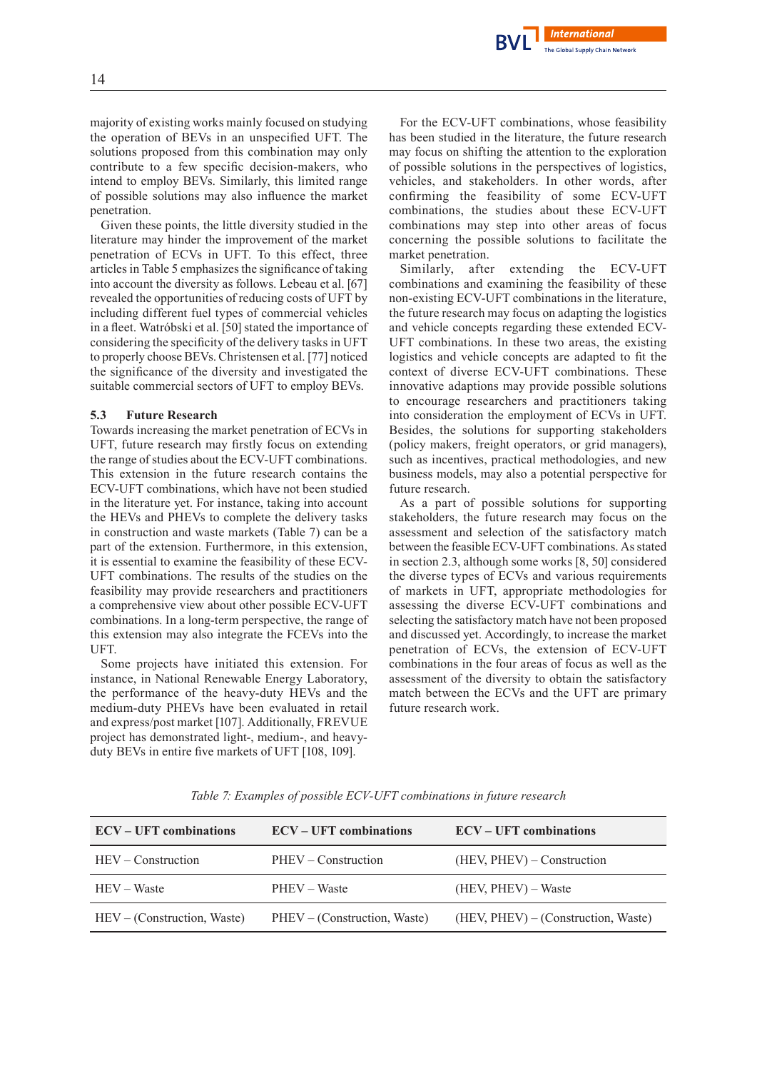majority of existing works mainly focused on studying the operation of BEVs in an unspecified UFT. The solutions proposed from this combination may only contribute to a few specific decision-makers, who intend to employ BEVs. Similarly, this limited range of possible solutions may also influence the market penetration.

Given these points, the little diversity studied in the literature may hinder the improvement of the market penetration of ECVs in UFT. To this effect, three articles in Table 5 emphasizes the significance of taking into account the diversity as follows. Lebeau et al. [67] revealed the opportunities of reducing costs of UFT by including different fuel types of commercial vehicles in a fleet. Watróbski et al. [50] stated the importance of considering the specificity of the delivery tasks in UFT to properly choose BEVs. Christensen et al. [77] noticed the significance of the diversity and investigated the suitable commercial sectors of UFT to employ BEVs.

### 5.3 Future Research

Towards increasing the market penetration of ECVs in UFT, future research may firstly focus on extending the range of studies about the ECV-UFT combinations. This extension in the future research contains the ECV-UFT combinations, which have not been studied in the literature yet. For instance, taking into account the HEVs and PHEVs to complete the delivery tasks in construction and waste markets (Table 7) can be a part of the extension. Furthermore, in this extension, it is essential to examine the feasibility of these ECV-UFT combinations. The results of the studies on the feasibility may provide researchers and practitioners a comprehensive view about other possible ECV-UFT combinations. In a long-term perspective, the range of this extension may also integrate the FCEVs into the UFT.

Some projects have initiated this extension. For instance, in National Renewable Energy Laboratory, the performance of the heavy-duty HEVs and the medium-duty PHEVs have been evaluated in retail and express/post market [107]. Additionally, FREVUE project has demonstrated light-, medium-, and heavy-duty BEVs in entire five markets of UFT [108, 109].

For the ECV-UFT combinations, whose feasibility has been studied in the literature, the future research may focus on shifting the attention to the exploration of possible solutions in the perspectives of logistics, vehicles, and stakeholders. In other words, after confirming the feasibility of some ECV-UFT combinations, the studies about these ECV-UFT combinations may step into other areas of focus concerning the possible solutions to facilitate the market penetration.

Similarly, after extending the ECV-UFT combinations and examining the feasibility of these non-existing ECV-UFT combinations in the literature, the future research may focus on adapting the logistics and vehicle concepts regarding these extended ECV-UFT combinations. In these two areas, the existing logistics and vehicle concepts are adapted to fit the context of diverse ECV-UFT combinations. These innovative adaptions may provide possible solutions to encourage researchers and practitioners taking into consideration the employment of ECVs in UFT. Besides, the solutions for supporting stakeholders (policy makers, freight operators, or grid managers), such as incentives, practical methodologies, and new business models, may also a potential perspective for future research.

As a part of possible solutions for supporting stakeholders, the future research may focus on the assessment and selection of the satisfactory match between the feasible ECV-UFT combinations. As stated in section 2.3, although some works [8, 50] considered the diverse types of ECVs and various requirements of markets in UFT, appropriate methodologies for assessing the diverse ECV-UFT combinations and selecting the satisfactory match have not been proposed and discussed yet. Accordingly, to increase the market penetration of ECVs, the extension of ECV-UFT combinations in the four areas of focus as well as the assessment of the diversity to obtain the satisfactory match between the ECVs and the UFT are primary future research work.

*Table 7: Examples of possible ECV-UFT combinations in future research*

| ECV – UFT combinations | ECV – UFT combinations | ECV – UFT combinations |
|---|---|---|
| HEV – Construction | PHEV – Construction | (HEV, PHEV) – Construction |
| HEV – Waste | PHEV – Waste | (HEV, PHEV) – Waste |
| HEV – (Construction, Waste) | PHEV – (Construction, Waste) | (HEV, PHEV) – (Construction, Waste) |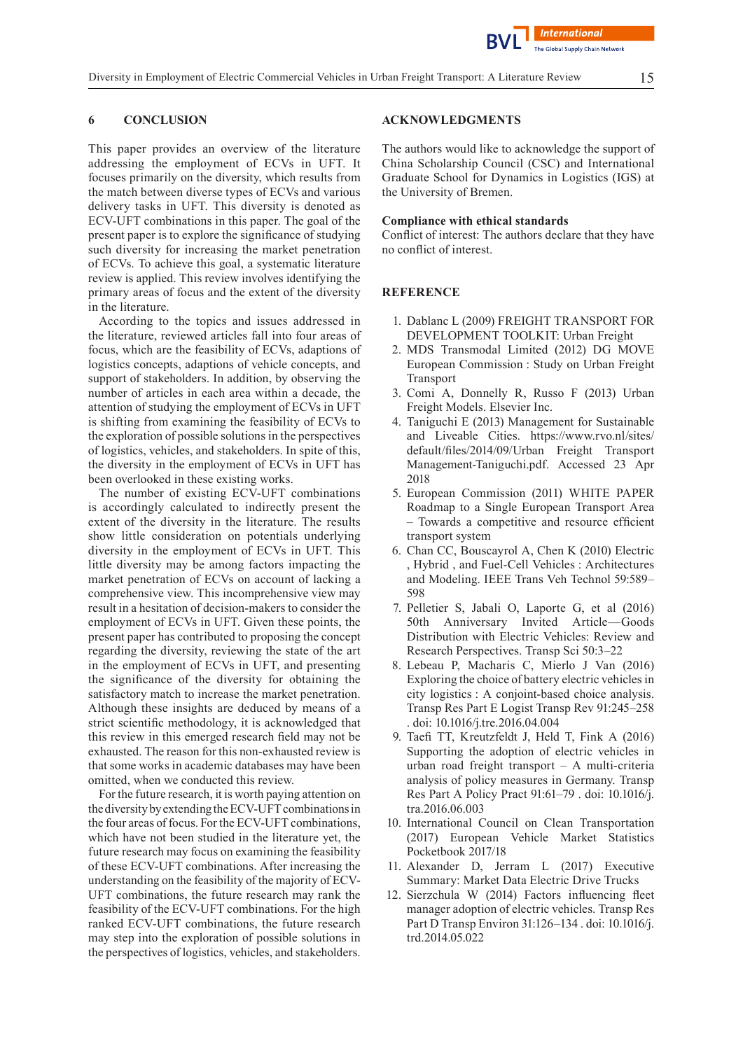## 6 CONCLUSION

This paper provides an overview of the literature addressing the employment of ECVs in UFT. It focuses primarily on the diversity, which results from the match between diverse types of ECVs and various delivery tasks in UFT. This diversity is denoted as ECV-UFT combinations in this paper. The goal of the present paper is to explore the significance of studying such diversity for increasing the market penetration of ECVs. To achieve this goal, a systematic literature review is applied. This review involves identifying the primary areas of focus and the extent of the diversity in the literature.

According to the topics and issues addressed in the literature, reviewed articles fall into four areas of focus, which are the feasibility of ECVs, adaptions of logistics concepts, adaptions of vehicle concepts, and support of stakeholders. In addition, by observing the number of articles in each area within a decade, the attention of studying the employment of ECVs in UFT is shifting from examining the feasibility of ECVs to the exploration of possible solutions in the perspectives of logistics, vehicles, and stakeholders. In spite of this, the diversity in the employment of ECVs in UFT has been overlooked in these existing works.

The number of existing ECV-UFT combinations is accordingly calculated to indirectly present the extent of the diversity in the literature. The results show little consideration on potentials underlying diversity in the employment of ECVs in UFT. This little diversity may be among factors impacting the market penetration of ECVs on account of lacking a comprehensive view. This incomprehensive view may result in a hesitation of decision-makers to consider the employment of ECVs in UFT. Given these points, the present paper has contributed to proposing the concept regarding the diversity, reviewing the state of the art in the employment of ECVs in UFT, and presenting the significance of the diversity for obtaining the satisfactory match to increase the market penetration. Although these insights are deduced by means of a strict scientific methodology, it is acknowledged that this review in this emerged research field may not be exhausted. The reason for this non-exhausted review is that some works in academic databases may have been omitted, when we conducted this review.

For the future research, it is worth paying attention on the diversity by extending the ECV-UFT combinations in the four areas of focus. For the ECV-UFT combinations, which have not been studied in the literature yet, the future research may focus on examining the feasibility of these ECV-UFT combinations. After increasing the understanding on the feasibility of the majority of ECV-UFT combinations, the future research may rank the feasibility of the ECV-UFT combinations. For the high ranked ECV-UFT combinations, the future research may step into the exploration of possible solutions in the perspectives of logistics, vehicles, and stakeholders.

## ACKNOWLEDGMENTS

The authors would like to acknowledge the support of China Scholarship Council (CSC) and International Graduate School for Dynamics in Logistics (IGS) at the University of Bremen.

**Compliance with ethical standards**

Conflict of interest: The authors declare that they have no conflict of interest.

## REFERENCE

1. Dablanc L (2009) FREIGHT TRANSPORT FOR DEVELOPMENT TOOLKIT: Urban Freight
2. MDS Transmodal Limited (2012) DG MOVE European Commission : Study on Urban Freight Transport
3. Comi A, Donnelly R, Russo F (2013) Urban Freight Models. Elsevier Inc.
4. Taniguchi E (2013) Management for Sustainable and Liveable Cities. https://www.rvo.nl/sites/default/files/2014/09/Urban Freight Transport Management-Taniguchi.pdf. Accessed 23 Apr 2018
5. European Commission (2011) WHITE PAPER Roadmap to a Single European Transport Area – Towards a competitive and resource efficient transport system
6. Chan CC, Bouscayrol A, Chen K (2010) Electric , Hybrid , and Fuel-Cell Vehicles : Architectures and Modeling. IEEE Trans Veh Technol 59:589–598
7. Pelletier S, Jabali O, Laporte G, et al (2016) 50th Anniversary Invited Article—Goods Distribution with Electric Vehicles: Review and Research Perspectives. Transp Sci 50:3–22
8. Lebeau P, Macharis C, Mierlo J Van (2016) Exploring the choice of battery electric vehicles in city logistics : A conjoint-based choice analysis. Transp Res Part E Logist Transp Rev 91:245–258 . doi: 10.1016/j.tre.2016.04.004
9. Taefi TT, Kreutzfeldt J, Held T, Fink A (2016) Supporting the adoption of electric vehicles in urban road freight transport – A multi-criteria analysis of policy measures in Germany. Transp Res Part A Policy Pract 91:61–79 . doi: 10.1016/j.tra.2016.06.003
10. International Council on Clean Transportation (2017) European Vehicle Market Statistics Pocketbook 2017/18
11. Alexander D, Jerram L (2017) Executive Summary: Market Data Electric Drive Trucks
12. Sierzchula W (2014) Factors influencing fleet manager adoption of electric vehicles. Transp Res Part D Transp Environ 31:126–134 . doi: 10.1016/j.trd.2014.05.022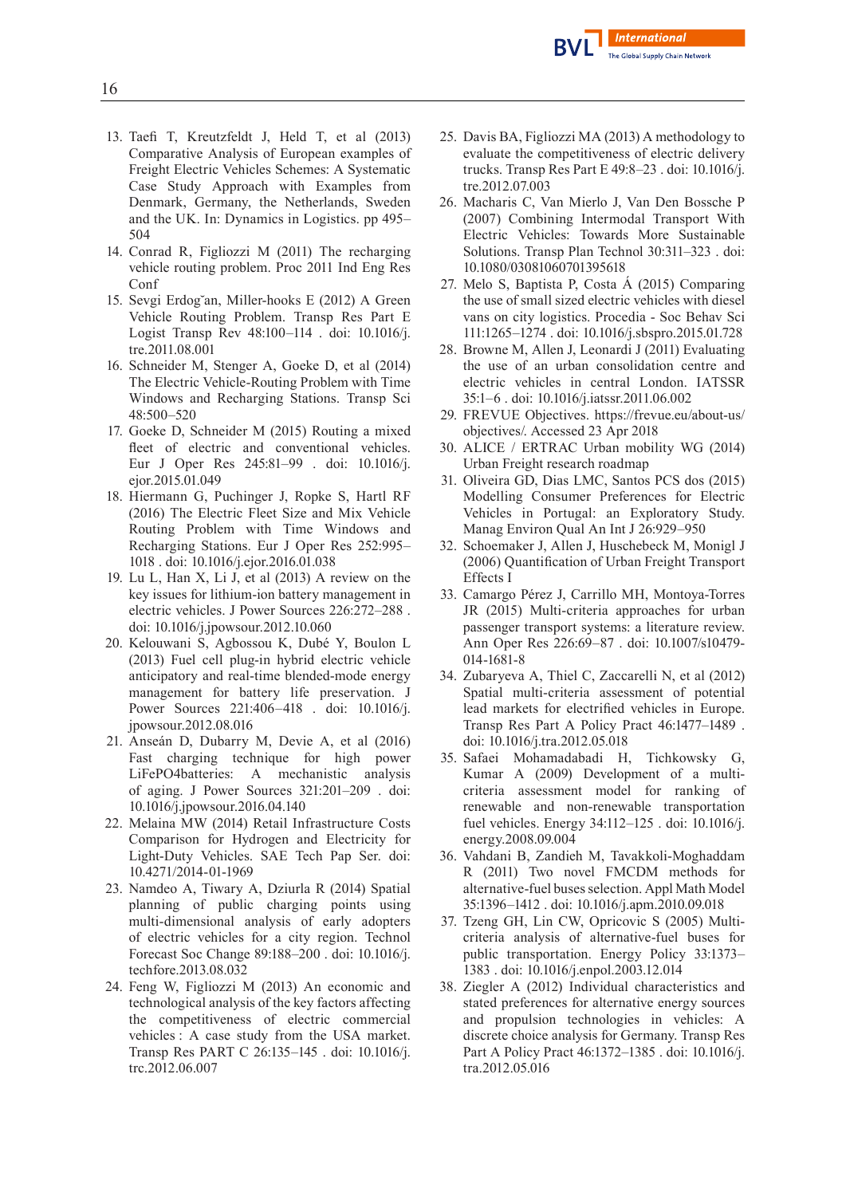13. Taefi T, Kreutzfeldt J, Held T, et al (2013) Comparative Analysis of European examples of Freight Electric Vehicles Schemes: A Systematic Case Study Approach with Examples from Denmark, Germany, the Netherlands, Sweden and the UK. In: Dynamics in Logistics. pp 495–504
14. Conrad R, Figliozzi M (2011) The recharging vehicle routing problem. Proc 2011 Ind Eng Res Conf
15. Sevgi Erdog˘an, Miller-hooks E (2012) A Green Vehicle Routing Problem. Transp Res Part E Logist Transp Rev 48:100–114 . doi: 10.1016/j.tre.2011.08.001
16. Schneider M, Stenger A, Goeke D, et al (2014) The Electric Vehicle-Routing Problem with Time Windows and Recharging Stations. Transp Sci 48:500–520
17. Goeke D, Schneider M (2015) Routing a mixed fleet of electric and conventional vehicles. Eur J Oper Res 245:81–99 . doi: 10.1016/j.ejor.2015.01.049
18. Hiermann G, Puchinger J, Ropke S, Hartl RF (2016) The Electric Fleet Size and Mix Vehicle Routing Problem with Time Windows and Recharging Stations. Eur J Oper Res 252:995–1018 . doi: 10.1016/j.ejor.2016.01.038
19. Lu L, Han X, Li J, et al (2013) A review on the key issues for lithium-ion battery management in electric vehicles. J Power Sources 226:272–288 . doi: 10.1016/j.jpowsour.2012.10.060
20. Kelouwani S, Agbossou K, Dubé Y, Boulon L (2013) Fuel cell plug-in hybrid electric vehicle anticipatory and real-time blended-mode energy management for battery life preservation. J Power Sources 221:406–418 . doi: 10.1016/j.jpowsour.2012.08.016
21. Anseán D, Dubarry M, Devie A, et al (2016) Fast charging technique for high power LiFePO4batteries: A mechanistic analysis of aging. J Power Sources 321:201–209 . doi: 10.1016/j.jpowsour.2016.04.140
22. Melaina MW (2014) Retail Infrastructure Costs Comparison for Hydrogen and Electricity for Light-Duty Vehicles. SAE Tech Pap Ser. doi: 10.4271/2014-01-1969
23. Namdeo A, Tiwary A, Dziurla R (2014) Spatial planning of public charging points using multi-dimensional analysis of early adopters of electric vehicles for a city region. Technol Forecast Soc Change 89:188–200 . doi: 10.1016/j.techfore.2013.08.032
24. Feng W, Figliozzi M (2013) An economic and technological analysis of the key factors affecting the competitiveness of electric commercial vehicles : A case study from the USA market. Transp Res PART C 26:135–145 . doi: 10.1016/j.trc.2012.06.007
25. Davis BA, Figliozzi MA (2013) A methodology to evaluate the competitiveness of electric delivery trucks. Transp Res Part E 49:8–23 . doi: 10.1016/j.tre.2012.07.003
26. Macharis C, Van Mierlo J, Van Den Bossche P (2007) Combining Intermodal Transport With Electric Vehicles: Towards More Sustainable Solutions. Transp Plan Technol 30:311–323 . doi: 10.1080/03081060701395618
27. Melo S, Baptista P, Costa Á (2015) Comparing the use of small sized electric vehicles with diesel vans on city logistics. Procedia - Soc Behav Sci 111:1265–1274 . doi: 10.1016/j.sbspro.2015.01.728
28. Browne M, Allen J, Leonardi J (2011) Evaluating the use of an urban consolidation centre and electric vehicles in central London. IATSSR 35:1–6 . doi: 10.1016/j.iatssr.2011.06.002
29. FREVUE Objectives. https://frevue.eu/about-us/objectives/. Accessed 23 Apr 2018
30. ALICE / ERTRAC Urban mobility WG (2014) Urban Freight research roadmap
31. Oliveira GD, Dias LMC, Santos PCS dos (2015) Modelling Consumer Preferences for Electric Vehicles in Portugal: an Exploratory Study. Manag Environ Qual An Int J 26:929–950
32. Schoemaker J, Allen J, Huschebeck M, Monigl J (2006) Quantification of Urban Freight Transport Effects I
33. Camargo Pérez J, Carrillo MH, Montoya-Torres JR (2015) Multi-criteria approaches for urban passenger transport systems: a literature review. Ann Oper Res 226:69–87 . doi: 10.1007/s10479-014-1681-8
34. Zubaryeva A, Thiel C, Zaccarelli N, et al (2012) Spatial multi-criteria assessment of potential lead markets for electrified vehicles in Europe. Transp Res Part A Policy Pract 46:1477–1489 . doi: 10.1016/j.tra.2012.05.018
35. Safaei Mohamadabadi H, Tichkowsky G, Kumar A (2009) Development of a multi-criteria assessment model for ranking of renewable and non-renewable transportation fuel vehicles. Energy 34:112–125 . doi: 10.1016/j.energy.2008.09.004
36. Vahdani B, Zandieh M, Tavakkoli-Moghaddam R (2011) Two novel FMCDM methods for alternative-fuel buses selection. Appl Math Model 35:1396–1412 . doi: 10.1016/j.apm.2010.09.018
37. Tzeng GH, Lin CW, Opricovic S (2005) Multi-criteria analysis of alternative-fuel buses for public transportation. Energy Policy 33:1373–1383 . doi: 10.1016/j.enpol.2003.12.014
38. Ziegler A (2012) Individual characteristics and stated preferences for alternative energy sources and propulsion technologies in vehicles: A discrete choice analysis for Germany. Transp Res Part A Policy Pract 46:1372–1385 . doi: 10.1016/j.tra.2012.05.016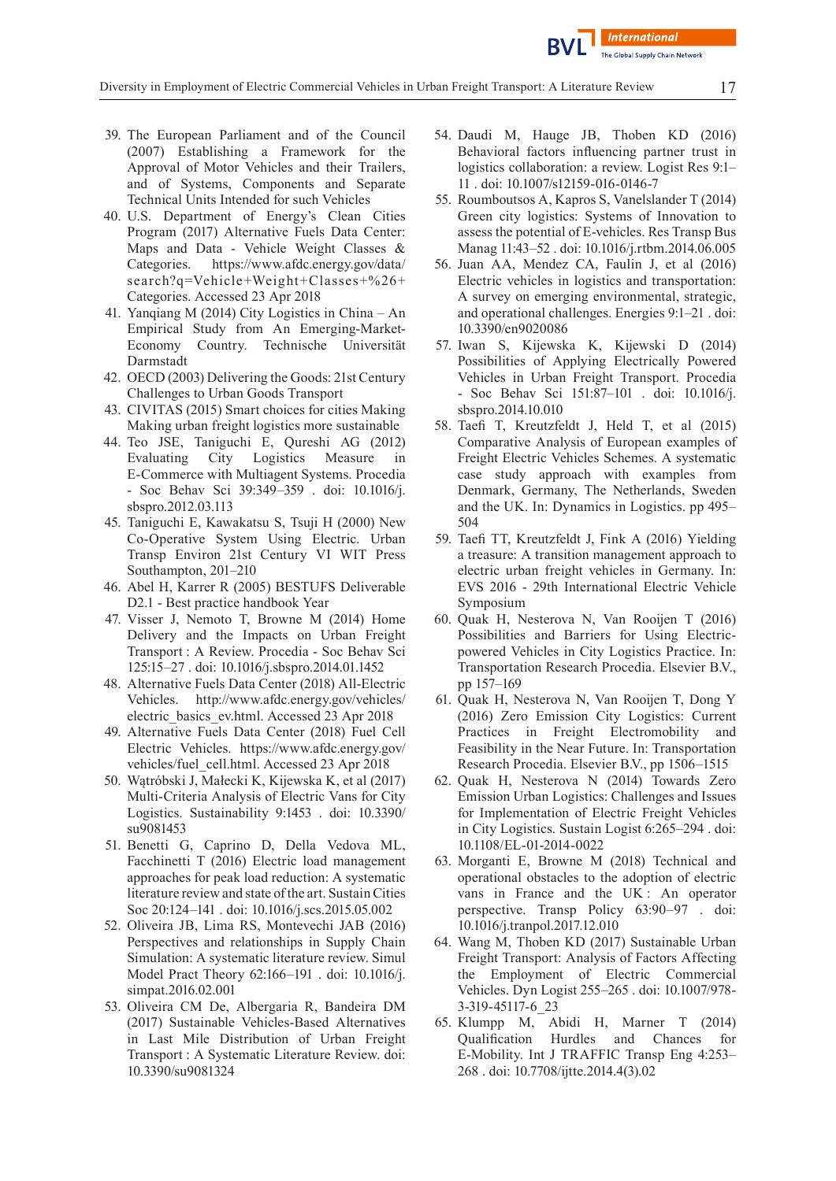39. The European Parliament and of the Council (2007) Establishing a Framework for the Approval of Motor Vehicles and their Trailers, and of Systems, Components and Separate Technical Units Intended for such Vehicles
40. U.S. Department of Energy's Clean Cities Program (2017) Alternative Fuels Data Center: Maps and Data - Vehicle Weight Classes & Categories. https://www.afdc.energy.gov/data/search?q=Vehicle+Weight+Classes+%26+Categories. Accessed 23 Apr 2018
41. Yanqiang M (2014) City Logistics in China – An Empirical Study from An Emerging-Market-Economy Country. Technische Universität Darmstadt
42. OECD (2003) Delivering the Goods: 21st Century Challenges to Urban Goods Transport
43. CIVITAS (2015) Smart choices for cities Making Making urban freight logistics more sustainable
44. Teo JSE, Taniguchi E, Qureshi AG (2012) Evaluating City Logistics Measure in E-Commerce with Multiagent Systems. Procedia - Soc Behav Sci 39:349–359 . doi: 10.1016/j.sbspro.2012.03.113
45. Taniguchi E, Kawakatsu S, Tsuji H (2000) New Co-Operative System Using Electric. Urban Transp Environ 21st Century VI WIT Press Southampton, 201–210
46. Abel H, Karrer R (2005) BESTUFS Deliverable D2.1 - Best practice handbook Year
47. Visser J, Nemoto T, Browne M (2014) Home Delivery and the Impacts on Urban Freight Transport : A Review. Procedia - Soc Behav Sci 125:15–27 . doi: 10.1016/j.sbspro.2014.01.1452
48. Alternative Fuels Data Center (2018) All-Electric Vehicles. http://www.afdc.energy.gov/vehicles/electric_basics_ev.html. Accessed 23 Apr 2018
49. Alternative Fuels Data Center (2018) Fuel Cell Electric Vehicles. https://www.afdc.energy.gov/vehicles/fuel_cell.html. Accessed 23 Apr 2018
50. Wątróbski J, Małecki K, Kijewska K, et al (2017) Multi-Criteria Analysis of Electric Vans for City Logistics. Sustainability 9:1453 . doi: 10.3390/su9081453
51. Benetti G, Caprino D, Della Vedova ML, Facchinetti T (2016) Electric load management approaches for peak load reduction: A systematic literature review and state of the art. Sustain Cities Soc 20:124–141 . doi: 10.1016/j.scs.2015.05.002
52. Oliveira JB, Lima RS, Montevechi JAB (2016) Perspectives and relationships in Supply Chain Simulation: A systematic literature review. Simul Model Pract Theory 62:166–191 . doi: 10.1016/j.simpat.2016.02.001
53. Oliveira CM De, Albergaria R, Bandeira DM (2017) Sustainable Vehicles-Based Alternatives in Last Mile Distribution of Urban Freight Transport : A Systematic Literature Review. doi: 10.3390/su9081324
54. Daudi M, Hauge JB, Thoben KD (2016) Behavioral factors influencing partner trust in logistics collaboration: a review. Logist Res 9:1–11 . doi: 10.1007/s12159-016-0146-7
55. Roumboutsos A, Kapros S, Vanelslander T (2014) Green city logistics: Systems of Innovation to assess the potential of E-vehicles. Res Transp Bus Manag 11:43–52 . doi: 10.1016/j.rtbm.2014.06.005
56. Juan AA, Mendez CA, Faulin J, et al (2016) Electric vehicles in logistics and transportation: A survey on emerging environmental, strategic, and operational challenges. Energies 9:1–21 . doi: 10.3390/en9020086
57. Iwan S, Kijewska K, Kijewski D (2014) Possibilities of Applying Electrically Powered Vehicles in Urban Freight Transport. Procedia - Soc Behav Sci 151:87–101 . doi: 10.1016/j.sbspro.2014.10.010
58. Taefi T, Kreutzfeldt J, Held T, et al (2015) Comparative Analysis of European examples of Freight Electric Vehicles Schemes. A systematic case study approach with examples from Denmark, Germany, The Netherlands, Sweden and the UK. In: Dynamics in Logistics. pp 495–504
59. Taefi TT, Kreutzfeldt J, Fink A (2016) Yielding a treasure: A transition management approach to electric urban freight vehicles in Germany. In: EVS 2016 - 29th International Electric Vehicle Symposium
60. Quak H, Nesterova N, Van Rooijen T (2016) Possibilities and Barriers for Using Electric-powered Vehicles in City Logistics Practice. In: Transportation Research Procedia. Elsevier B.V., pp 157–169
61. Quak H, Nesterova N, Van Rooijen T, Dong Y (2016) Zero Emission City Logistics: Current Practices in Freight Electromobility and Feasibility in the Near Future. In: Transportation Research Procedia. Elsevier B.V., pp 1506–1515
62. Quak H, Nesterova N (2014) Towards Zero Emission Urban Logistics: Challenges and Issues for Implementation of Electric Freight Vehicles in City Logistics. Sustain Logist 6:265–294 . doi: 10.1108/EL-01-2014-0022
63. Morganti E, Browne M (2018) Technical and operational obstacles to the adoption of electric vans in France and the UK : An operator perspective. Transp Policy 63:90–97 . doi: 10.1016/j.tranpol.2017.12.009
64. Wang M, Thoben KD (2017) Sustainable Urban Freight Transport: Analysis of Factors Affecting the Employment of Electric Commercial Vehicles. Dyn Logist 255–265 . doi: 10.1007/978-3-319-45117-6_23
65. Klumpp M, Abidi H, Marner T (2014) Qualification Hurdles and Chances for E-Mobility. Int J TRAFFIC Transp Eng 4:253–268 . doi: 10.7708/ijtte.2014.4(3).02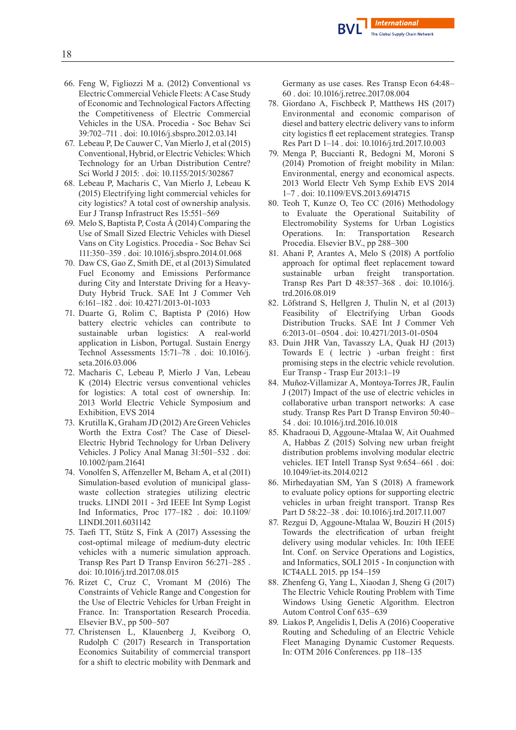66. Feng W, Figliozzi M a. (2012) Conventional vs Electric Commercial Vehicle Fleets: A Case Study of Economic and Technological Factors Affecting the Competitiveness of Electric Commercial Vehicles in the USA. Procedia - Soc Behav Sci 39:702–711 . doi: 10.1016/j.sbspro.2012.03.141
67. Lebeau P, De Cauwer C, Van Mierlo J, et al (2015) Conventional, Hybrid, or Electric Vehicles: Which Technology for an Urban Distribution Centre? Sci World J 2015: . doi: 10.1155/2015/302867
68. Lebeau P, Macharis C, Van Mierlo J, Lebeau K (2015) Electrifying light commercial vehicles for city logistics? A total cost of ownership analysis. Eur J Transp Infrastruct Res 15:551–569
69. Melo S, Baptista P, Costa Á (2014) Comparing the Use of Small Sized Electric Vehicles with Diesel Vans on City Logistics. Procedia - Soc Behav Sci 111:350–359 . doi: 10.1016/j.sbspro.2014.01.068
70. Daw CS, Gao Z, Smith DE, et al (2013) Simulated Fuel Economy and Emissions Performance during City and Interstate Driving for a Heavy-Duty Hybrid Truck. SAE Int J Commer Veh 6:161–182 . doi: 10.4271/2013-01-1033
71. Duarte G, Rolim C, Baptista P (2016) How battery electric vehicles can contribute to sustainable urban logistics: A real-world application in Lisbon, Portugal. Sustain Energy Technol Assessments 15:71–78 . doi: 10.1016/j.seta.2016.03.006
72. Macharis C, Lebeau P, Mierlo J Van, Lebeau K (2014) Electric versus conventional vehicles for logistics: A total cost of ownership. In: 2013 World Electric Vehicle Symposium and Exhibition, EVS 2014
73. Krutilla K, Graham JD (2012) Are Green Vehicles Worth the Extra Cost? The Case of Diesel-Electric Hybrid Technology for Urban Delivery Vehicles. J Policy Anal Manag 31:501–532 . doi: 10.1002/pam.21641
74. Vonolfen S, Affenzeller M, Beham A, et al (2011) Simulation-based evolution of municipal glass-waste collection strategies utilizing electric trucks. LINDI 2011 - 3rd IEEE Int Symp Logist Ind Informatics, Proc 177–182 . doi: 10.1109/LINDI.2011.6031142
75. Taefi TT, Stütz S, Fink A (2017) Assessing the cost-optimal mileage of medium-duty electric vehicles with a numeric simulation approach. Transp Res Part D Transp Environ 56:271–285 . doi: 10.1016/j.trd.2017.08.015
76. Rizet C, Cruz C, Vromant M (2016) The Constraints of Vehicle Range and Congestion for the Use of Electric Vehicles for Urban Freight in France. In: Transportation Research Procedia. Elsevier B.V., pp 500–507
77. Christensen L, Klauenberg J, Kveiborg O, Rudolph C (2017) Research in Transportation Economics Suitability of commercial transport for a shift to electric mobility with Denmark and Germany as use cases. Res Transp Econ 64:48–60 . doi: 10.1016/j.retrec.2017.08.004
78. Giordano A, Fischbeck P, Matthews HS (2017) Environmental and economic comparison of diesel and battery electric delivery vans to inform city logistics fl eet replacement strategies. Transp Res Part D 1–14 . doi: 10.1016/j.trd.2017.10.003
79. Menga P, Buccianti R, Bedogni M, Moroni S (2014) Promotion of freight mobility in Milan: Environmental, energy and economical aspects. 2013 World Electr Veh Symp Exhib EVS 2014 1–7 . doi: 10.1109/EVS.2013.6914715
80. Teoh T, Kunze O, Teo CC (2016) Methodology to Evaluate the Operational Suitability of Electromobility Systems for Urban Logistics Operations. In: Transportation Research Procedia. Elsevier B.V., pp 288–300
81. Ahani P, Arantes A, Melo S (2018) A portfolio approach for optimal fleet replacement toward sustainable urban freight transportation. Transp Res Part D 48:357–368 . doi: 10.1016/j.trd.2016.08.019
82. Löfstrand S, Hellgren J, Thulin N, et al (2013) Feasibility of Electrifying Urban Goods Distribution Trucks. SAE Int J Commer Veh 6:2013-01–0504 . doi: 10.4271/2013-01-0504
83. Duin JHR Van, Tavasszy LA, Quak HJ (2013) Towards E ( lectric ) -urban freight : first promising steps in the electric vehicle revolution. Eur Transp - Trasp Eur 2013:1–19
84. Muñoz-Villamizar A, Montoya-Torres JR, Faulin J (2017) Impact of the use of electric vehicles in collaborative urban transport networks: A case study. Transp Res Part D Transp Environ 50:40–54 . doi: 10.1016/j.trd.2016.10.018
85. Khadraoui D, Aggoune-Mtalaa W, Ait Ouahmed A, Habbas Z (2015) Solving new urban freight distribution problems involving modular electric vehicles. IET Intell Transp Syst 9:654–661 . doi: 10.1049/iet-its.2014.0212
86. Mirhedayatian SM, Yan S (2018) A framework to evaluate policy options for supporting electric vehicles in urban freight transport. Transp Res Part D 58:22–38 . doi: 10.1016/j.trd.2017.11.007
87. Rezgui D, Aggoune-Mtalaa W, Bouziri H (2015) Towards the electrification of urban freight delivery using modular vehicles. In: 10th IEEE Int. Conf. on Service Operations and Logistics, and Informatics, SOLI 2015 - In conjunction with ICT4ALL 2015. pp 154–159
88. Zhenfeng G, Yang L, Xiaodan J, Sheng G (2017) The Electric Vehicle Routing Problem with Time Windows Using Genetic Algorithm. Electron Autom Control Conf 635–639
89. Liakos P, Angelidis I, Delis A (2016) Cooperative Routing and Scheduling of an Electric Vehicle Fleet Managing Dynamic Customer Requests. In: OTM 2016 Conferences. pp 118–135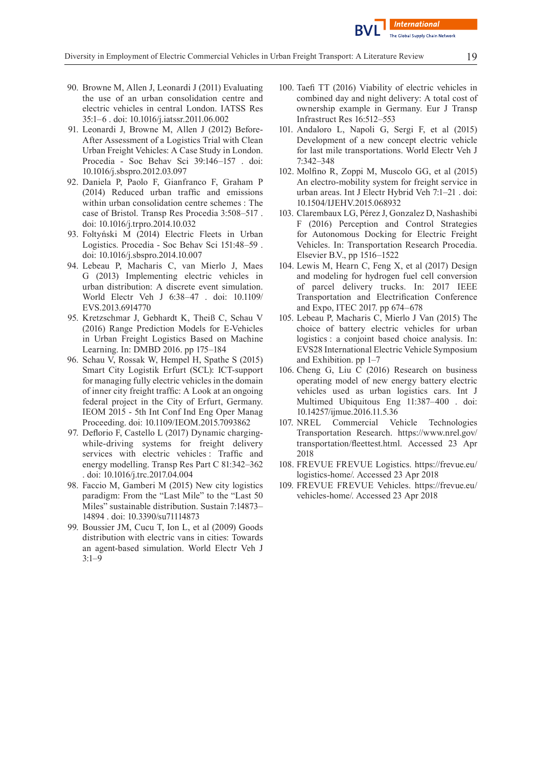90. Browne M, Allen J, Leonardi J (2011) Evaluating the use of an urban consolidation centre and electric vehicles in central London. IATSS Res 35:1–6 . doi: 10.1016/j.iatssr.2011.06.002
91. Leonardi J, Browne M, Allen J (2012) Before-After Assessment of a Logistics Trial with Clean Urban Freight Vehicles: A Case Study in London. Procedia - Soc Behav Sci 39:146–157 . doi: 10.1016/j.sbspro.2012.03.097
92. Daniela P, Paolo F, Gianfranco F, Graham P (2014) Reduced urban traffic and emissions within urban consolidation centre schemes : The case of Bristol. Transp Res Procedia 3:508–517 . doi: 10.1016/j.trpro.2014.10.032
93. Foltyński M (2014) Electric Fleets in Urban Logistics. Procedia - Soc Behav Sci 151:48–59 . doi: 10.1016/j.sbspro.2014.10.007
94. Lebeau P, Macharis C, van Mierlo J, Maes G (2013) Implementing electric vehicles in urban distribution: A discrete event simulation. World Electr Veh J 6:38–47 . doi: 10.1109/EVS.2013.6914770
95. Kretzschmar J, Gebhardt K, Theiß C, Schau V (2016) Range Prediction Models for E-Vehicles in Urban Freight Logistics Based on Machine Learning. In: DMBD 2016. pp 175–184
96. Schau V, Rossak W, Hempel H, Spathe S (2015) Smart City Logistik Erfurt (SCL): ICT-support for managing fully electric vehicles in the domain of inner city freight traffic: A Look at an ongoing federal project in the City of Erfurt, Germany. IEOM 2015 - 5th Int Conf Ind Eng Oper Manag Proceeding. doi: 10.1109/IEOM.2015.7093862
97. Deflorio F, Castello L (2017) Dynamic charging-while-driving systems for freight delivery services with electric vehicles : Traffic and energy modelling. Transp Res Part C 81:342–362 . doi: 10.1016/j.trc.2017.04.004
98. Faccio M, Gamberi M (2015) New city logistics paradigm: From the "Last Mile" to the "Last 50 Miles" sustainable distribution. Sustain 7:14873–14894 . doi: 10.3390/su71114873
99. Boussier JM, Cucu T, Ion L, et al (2009) Goods distribution with electric vans in cities: Towards an agent-based simulation. World Electr Veh J 3:1–9
100. Taefi TT (2016) Viability of electric vehicles in combined day and night delivery: A total cost of ownership example in Germany. Eur J Transp Infrastruct Res 16:512–553
101. Andaloro L, Napoli G, Sergi F, et al (2015) Development of a new concept electric vehicle for last mile transportations. World Electr Veh J 7:342–348
102. Molfino R, Zoppi M, Muscolo GG, et al (2015) An electro-mobility system for freight service in urban areas. Int J Electr Hybrid Veh 7:1–21 . doi: 10.1504/IJEHV.2015.068932
103. Clarembaux LG, Pérez J, Gonzalez D, Nashashibi F (2016) Perception and Control Strategies for Autonomous Docking for Electric Freight Vehicles. In: Transportation Research Procedia. Elsevier B.V., pp 1516–1522
104. Lewis M, Hearn C, Feng X, et al (2017) Design and modeling for hydrogen fuel cell conversion of parcel delivery trucks. In: 2017 IEEE Transportation and Electrification Conference and Expo, ITEC 2017. pp 674–678
105. Lebeau P, Macharis C, Mierlo J Van (2015) The choice of battery electric vehicles for urban logistics : a conjoint based choice analysis. In: EVS28 International Electric Vehicle Symposium and Exhibition. pp 1–7
106. Cheng G, Liu C (2016) Research on business operating model of new energy battery electric vehicles used as urban logistics cars. Int J Multimed Ubiquitous Eng 11:387–400 . doi: 10.14257/ijmue.2016.11.5.36
107. NREL Commercial Vehicle Technologies Transportation Research. https://www.nrel.gov/transportation/fleettest.html. Accessed 23 Apr 2018
108. FREVUE FREVUE Logistics. https://frevue.eu/logistics-home/. Accessed 23 Apr 2018
109. FREVUE FREVUE Vehicles. https://frevue.eu/vehicles-home/. Accessed 23 Apr 2018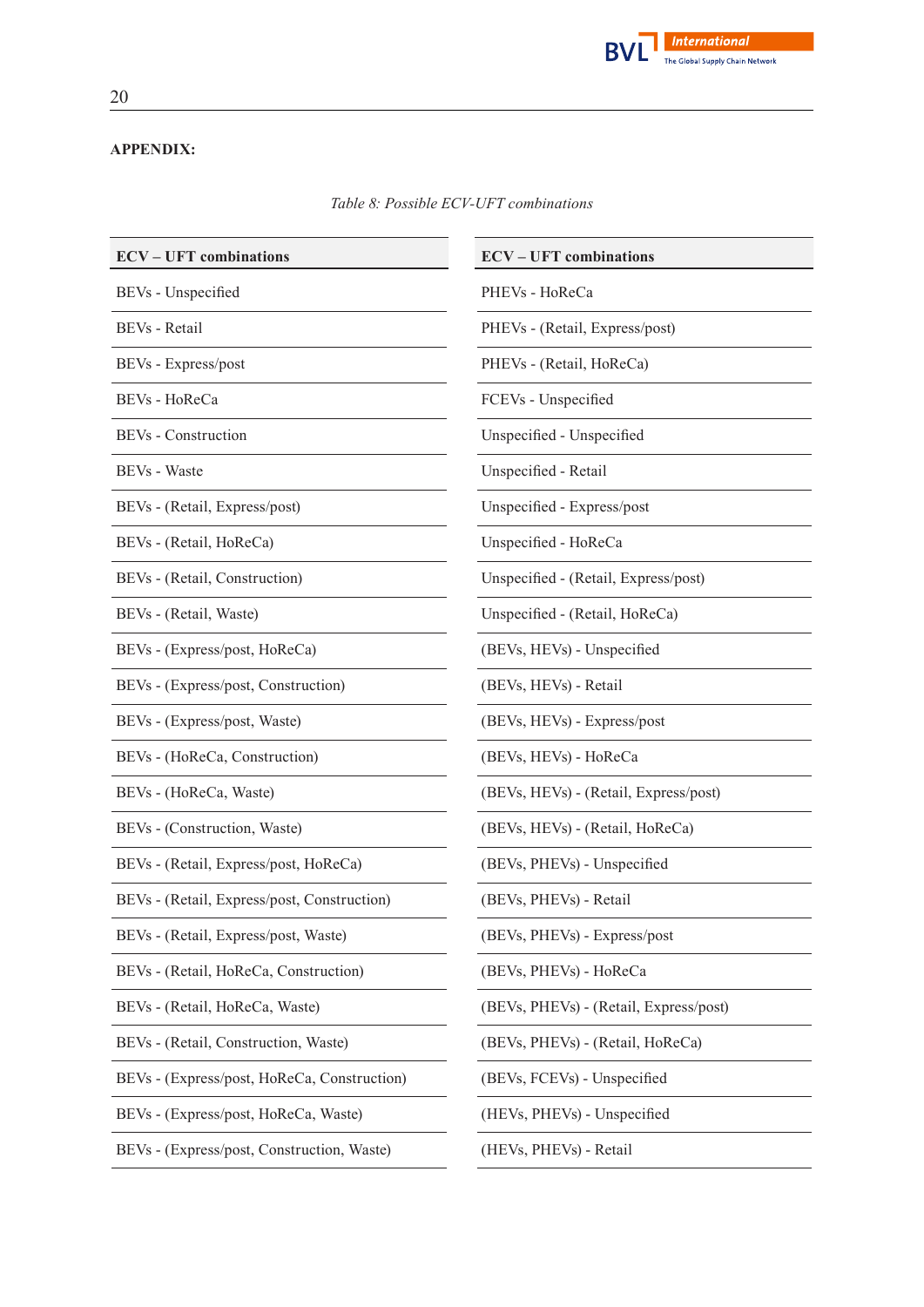**APPENDIX:**

*Table 8: Possible ECV-UFT combinations*

| ECV – UFT combinations | ECV – UFT combinations |
|---|---|
| BEVs - Unspecified | PHEVs - HoReCa |
| BEVs - Retail | PHEVs - (Retail, Express/post) |
| BEVs - Express/post | PHEVs - (Retail, HoReCa) |
| BEVs - HoReCa | FCEVs - Unspecified |
| BEVs - Construction | Unspecified - Unspecified |
| BEVs - Waste | Unspecified - Retail |
| BEVs - (Retail, Express/post) | Unspecified - Express/post |
| BEVs - (Retail, HoReCa) | Unspecified - HoReCa |
| BEVs - (Retail, Construction) | Unspecified - (Retail, Express/post) |
| BEVs - (Retail, Waste) | Unspecified - (Retail, HoReCa) |
| BEVs - (Express/post, HoReCa) | (BEVs, HEVs) - Unspecified |
| BEVs - (Express/post, Construction) | (BEVs, HEVs) - Retail |
| BEVs - (Express/post, Waste) | (BEVs, HEVs) - Express/post |
| BEVs - (HoReCa, Construction) | (BEVs, HEVs) - HoReCa |
| BEVs - (HoReCa, Waste) | (BEVs, HEVs) - (Retail, Express/post) |
| BEVs - (Construction, Waste) | (BEVs, HEVs) - (Retail, HoReCa) |
| BEVs - (Retail, Express/post, HoReCa) | (BEVs, PHEVs) - Unspecified |
| BEVs - (Retail, Express/post, Construction) | (BEVs, PHEVs) - Retail |
| BEVs - (Retail, Express/post, Waste) | (BEVs, PHEVs) - Express/post |
| BEVs - (Retail, HoReCa, Construction) | (BEVs, PHEVs) - HoReCa |
| BEVs - (Retail, HoReCa, Waste) | (BEVs, PHEVs) - (Retail, Express/post) |
| BEVs - (Retail, Construction, Waste) | (BEVs, PHEVs) - (Retail, HoReCa) |
| BEVs - (Express/post, HoReCa, Construction) | (BEVs, FCEVs) - Unspecified |
| BEVs - (Express/post, HoReCa, Waste) | (HEVs, PHEVs) - Unspecified |
| BEVs - (Express/post, Construction, Waste) | (HEVs, PHEVs) - Retail |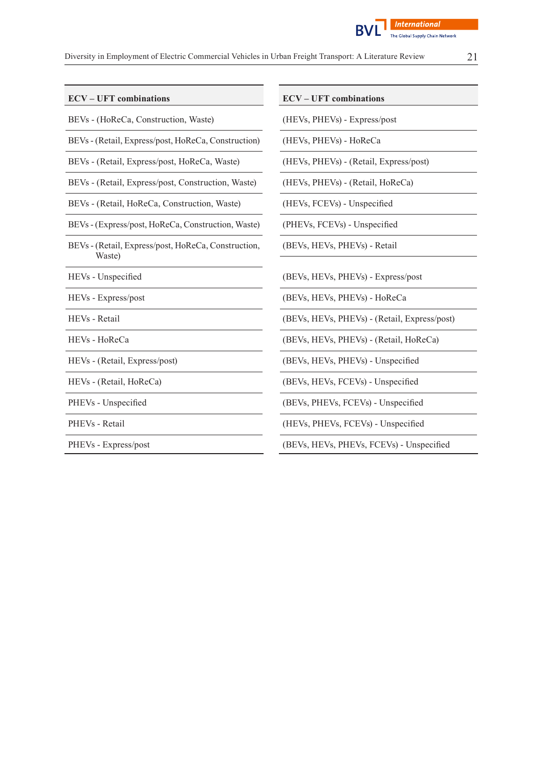| ECV – UFT combinations |
|---|
| BEVs - (HoReCa, Construction, Waste) |
| BEVs - (Retail, Express/post, HoReCa, Construction) |
| BEVs - (Retail, Express/post, HoReCa, Waste) |
| BEVs - (Retail, Express/post, Construction, Waste) |
| BEVs - (Retail, HoReCa, Construction, Waste) |
| BEVs - (Express/post, HoReCa, Construction, Waste) |
| BEVs - (Retail, Express/post, HoReCa, Construction, Waste) |
| HEVs - Unspecified |
| HEVs - Express/post |
| HEVs - Retail |
| HEVs - HoReCa |
| HEVs - (Retail, Express/post) |
| HEVs - (Retail, HoReCa) |
| PHEVs - Unspecified |
| PHEVs - Retail |
| PHEVs - Express/post |

| ECV – UFT combinations |
|---|
| (HEVs, PHEVs) - Express/post |
| (HEVs, PHEVs) - HoReCa |
| (HEVs, PHEVs) - (Retail, Express/post) |
| (HEVs, PHEVs) - (Retail, HoReCa) |
| (HEVs, FCEVs) - Unspecified |
| (PHEVs, FCEVs) - Unspecified |
| (BEVs, HEVs, PHEVs) - Retail |
| (BEVs, HEVs, PHEVs) - Express/post |
| (BEVs, HEVs, PHEVs) - HoReCa |
| (BEVs, HEVs, PHEVs) - (Retail, Express/post) |
| (BEVs, HEVs, PHEVs) - (Retail, HoReCa) |
| (BEVs, HEVs, PHEVs) - Unspecified |
| (BEVs, HEVs, FCEVs) - Unspecified |
| (BEVs, PHEVs, FCEVs) - Unspecified |
| (HEVs, PHEVs, FCEVs) - Unspecified |
| (BEVs, HEVs, PHEVs, FCEVs) - Unspecified |